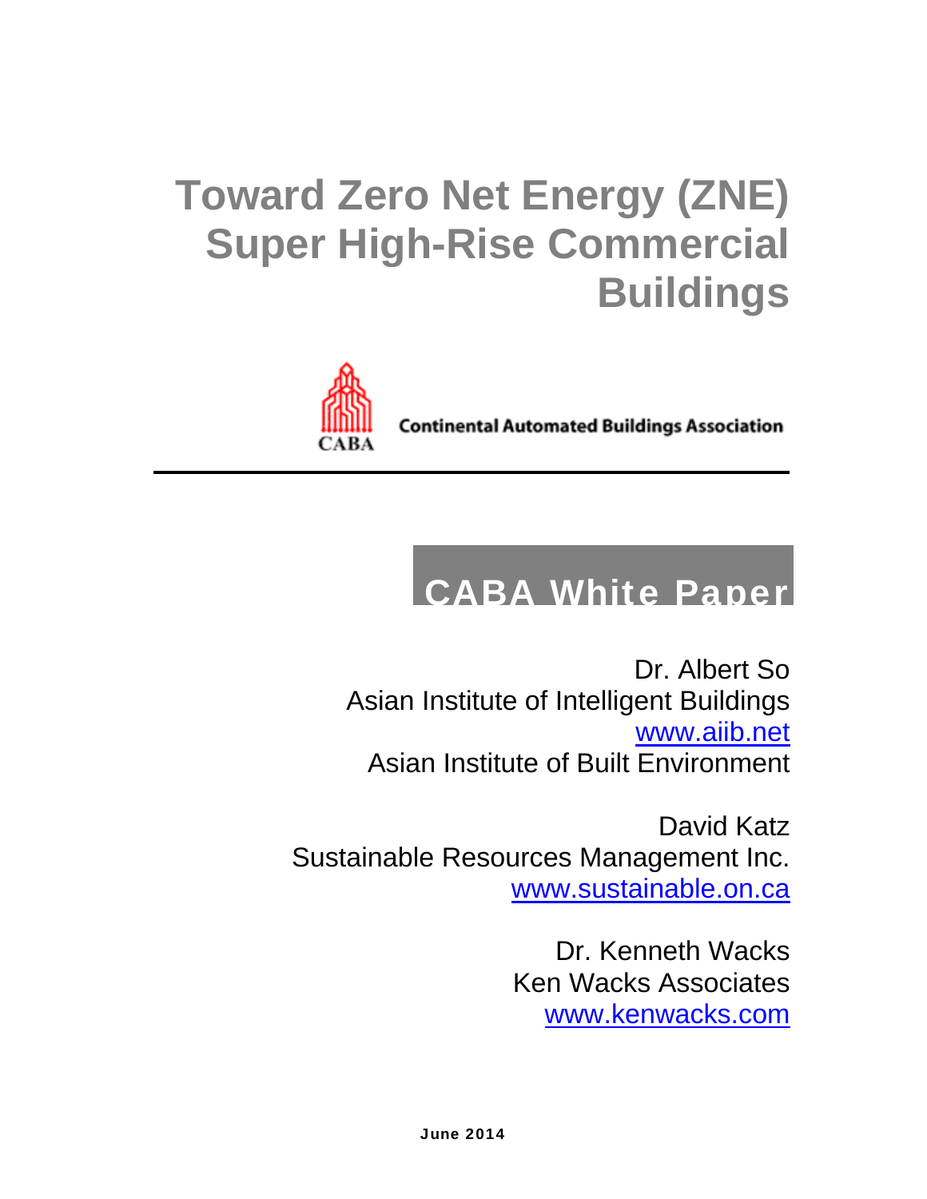# Toward Zero Net Energy (ZNE) Super High-Rise Commercial Buildings

Continental Automated Buildings Association

CABA

## CABA White Paper

Dr. Albert So
Asian Institute of Intelligent Buildings
www.aiib.net
Asian Institute of Built Environment

David Katz
Sustainable Resources Management Inc.
www.sustainable.on.ca

Dr. Kenneth Wacks
Ken Wacks Associates
www.kenwacks.com

**June 2014**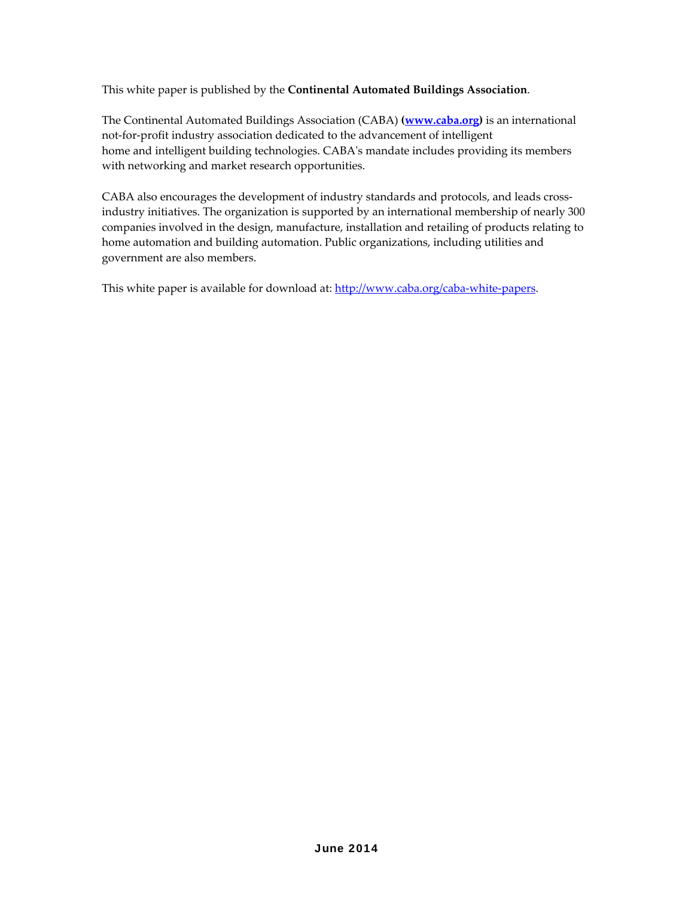This white paper is published by the **Continental Automated Buildings Association**.

The Continental Automated Buildings Association (CABA) **([www.caba.org](http://www.caba.org))** is an international not-for-profit industry association dedicated to the advancement of intelligent home and intelligent building technologies. CABA's mandate includes providing its members with networking and market research opportunities.

CABA also encourages the development of industry standards and protocols, and leads cross-industry initiatives. The organization is supported by an international membership of nearly 300 companies involved in the design, manufacture, installation and retailing of products relating to home automation and building automation. Public organizations, including utilities and government are also members.

This white paper is available for download at: [http://www.caba.org/caba-white-papers](http://www.caba.org/caba-white-papers).

**June 2014**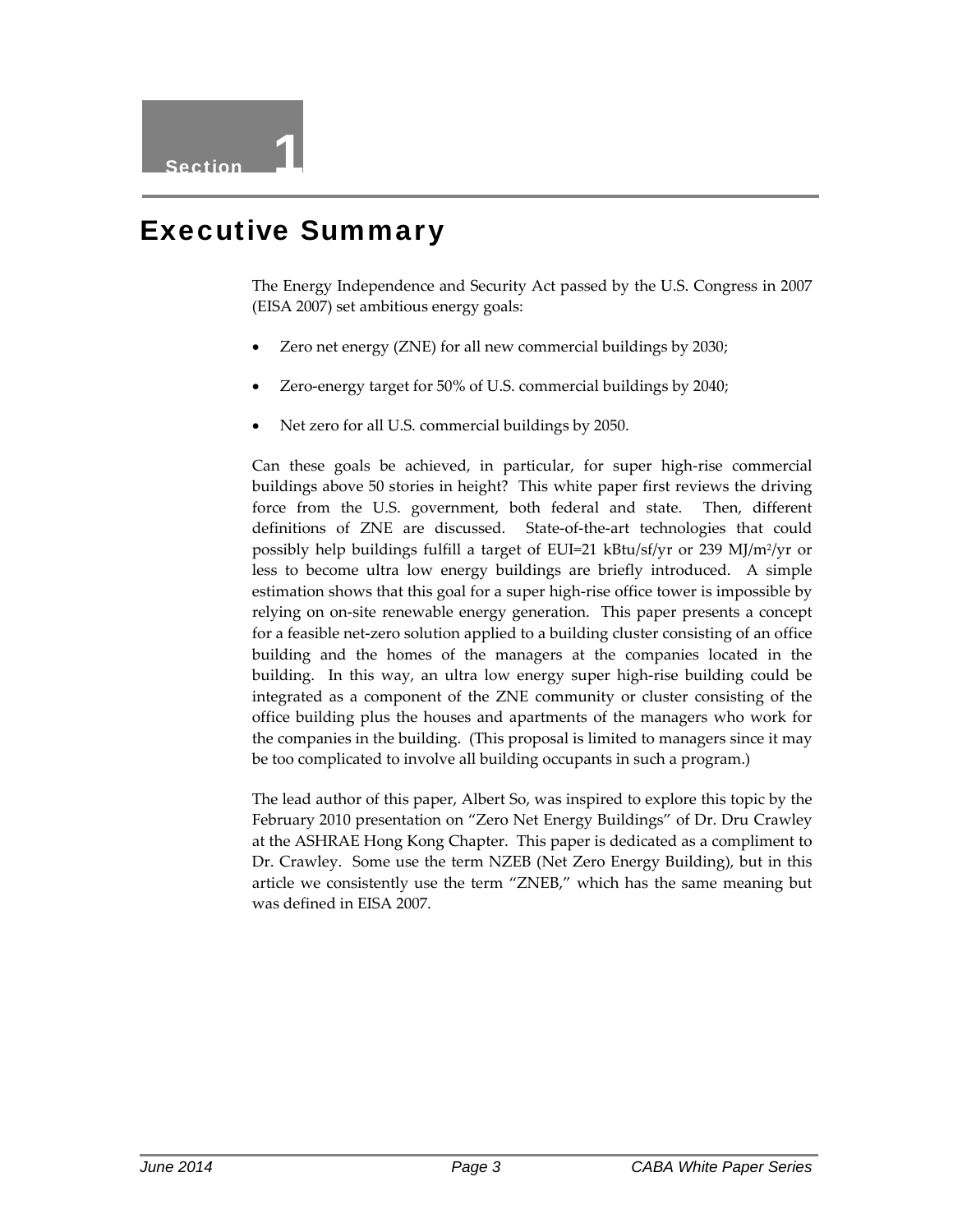# Section 1

## Executive Summary

The Energy Independence and Security Act passed by the U.S. Congress in 2007 (EISA 2007) set ambitious energy goals:

- Zero net energy (ZNE) for all new commercial buildings by 2030;
- Zero-energy target for 50% of U.S. commercial buildings by 2040;
- Net zero for all U.S. commercial buildings by 2050.

Can these goals be achieved, in particular, for super high-rise commercial buildings above 50 stories in height? This white paper first reviews the driving force from the U.S. government, both federal and state. Then, different definitions of ZNE are discussed. State-of-the-art technologies that could possibly help buildings fulfill a target of EUI=21 kBtu/sf/yr or 239 MJ/$m^2$/yr or less to become ultra low energy buildings are briefly introduced. A simple estimation shows that this goal for a super high-rise office tower is impossible by relying on on-site renewable energy generation. This paper presents a concept for a feasible net-zero solution applied to a building cluster consisting of an office building and the homes of the managers at the companies located in the building. In this way, an ultra low energy super high-rise building could be integrated as a component of the ZNE community or cluster consisting of the office building plus the houses and apartments of the managers who work for the companies in the building. (This proposal is limited to managers since it may be too complicated to involve all building occupants in such a program.)

The lead author of this paper, Albert So, was inspired to explore this topic by the February 2010 presentation on "Zero Net Energy Buildings" of Dr. Dru Crawley at the ASHRAE Hong Kong Chapter. This paper is dedicated as a compliment to Dr. Crawley. Some use the term NZEB (Net Zero Energy Building), but in this article we consistently use the term "ZNEB," which has the same meaning but was defined in EISA 2007.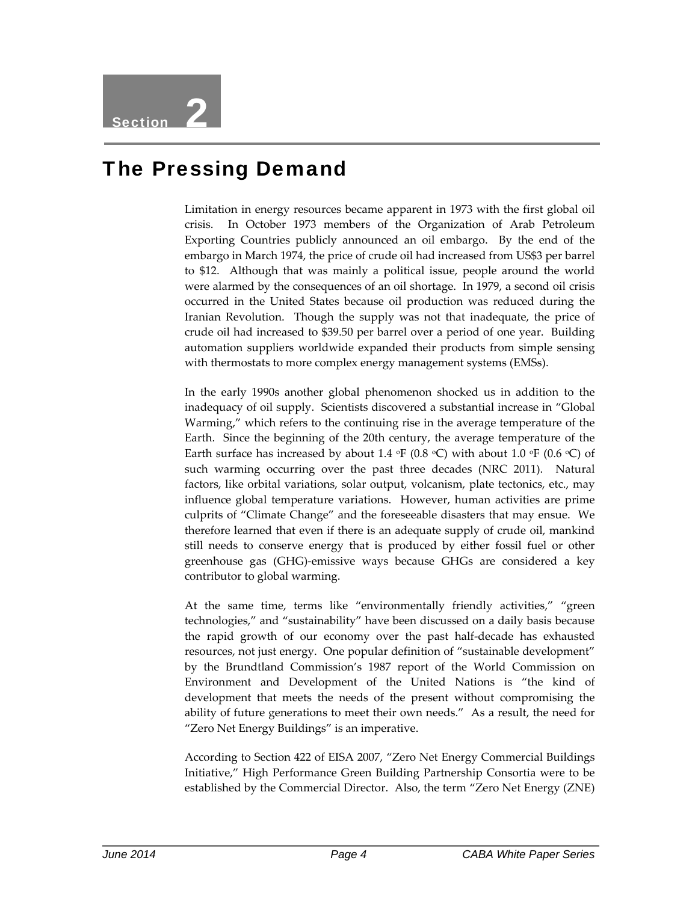Section 2

# The Pressing Demand

Limitation in energy resources became apparent in 1973 with the first global oil crisis. In October 1973 members of the Organization of Arab Petroleum Exporting Countries publicly announced an oil embargo. By the end of the embargo in March 1974, the price of crude oil had increased from US$3 per barrel to $12. Although that was mainly a political issue, people around the world were alarmed by the consequences of an oil shortage. In 1979, a second oil crisis occurred in the United States because oil production was reduced during the Iranian Revolution. Though the supply was not that inadequate, the price of crude oil had increased to $39.50 per barrel over a period of one year. Building automation suppliers worldwide expanded their products from simple sensing with thermostats to more complex energy management systems (EMSs).

In the early 1990s another global phenomenon shocked us in addition to the inadequacy of oil supply. Scientists discovered a substantial increase in "Global Warming," which refers to the continuing rise in the average temperature of the Earth. Since the beginning of the 20th century, the average temperature of the Earth surface has increased by about 1.4 $^{o}$F (0.8 $^{o}$C) with about 1.0 $^{o}$F (0.6 $^{o}$C) of such warming occurring over the past three decades (NRC 2011). Natural factors, like orbital variations, solar output, volcanism, plate tectonics, etc., may influence global temperature variations. However, human activities are prime culprits of "Climate Change" and the foreseeable disasters that may ensue. We therefore learned that even if there is an adequate supply of crude oil, mankind still needs to conserve energy that is produced by either fossil fuel or other greenhouse gas (GHG)-emissive ways because GHGs are considered a key contributor to global warming.

At the same time, terms like "environmentally friendly activities," "green technologies," and "sustainability" have been discussed on a daily basis because the rapid growth of our economy over the past half-decade has exhausted resources, not just energy. One popular definition of "sustainable development" by the Brundtland Commission's 1987 report of the World Commission on Environment and Development of the United Nations is "the kind of development that meets the needs of the present without compromising the ability of future generations to meet their own needs." As a result, the need for "Zero Net Energy Buildings" is an imperative.

According to Section 422 of EISA 2007, "Zero Net Energy Commercial Buildings Initiative," High Performance Green Building Partnership Consortia were to be established by the Commercial Director. Also, the term "Zero Net Energy (ZNE)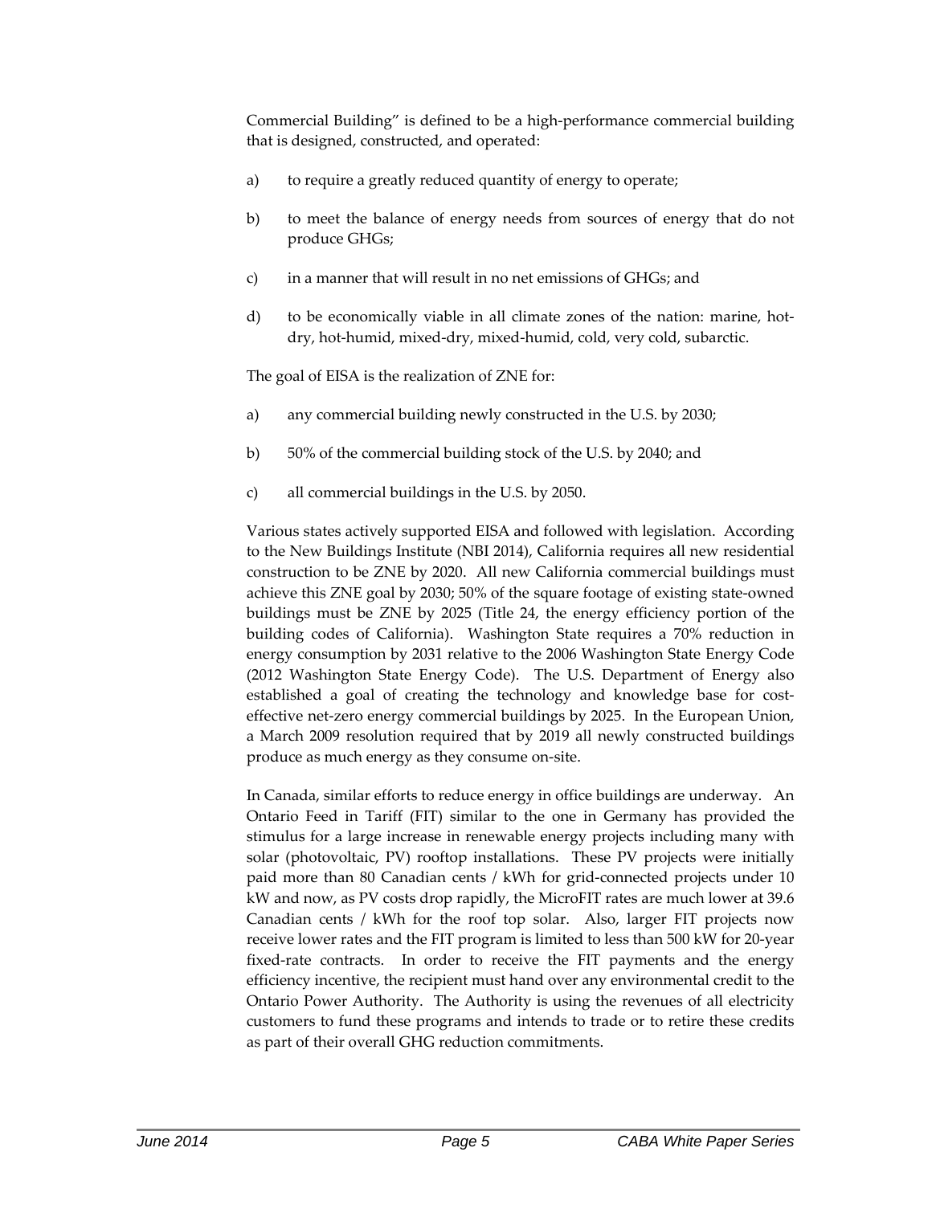Commercial Building" is defined to be a high-performance commercial building that is designed, constructed, and operated:

a) to require a greatly reduced quantity of energy to operate;

b) to meet the balance of energy needs from sources of energy that do not produce GHGs;

c) in a manner that will result in no net emissions of GHGs; and

d) to be economically viable in all climate zones of the nation: marine, hot-dry, hot-humid, mixed-dry, mixed-humid, cold, very cold, subarctic.

The goal of EISA is the realization of ZNE for:

a) any commercial building newly constructed in the U.S. by 2030;

b) 50% of the commercial building stock of the U.S. by 2040; and

c) all commercial buildings in the U.S. by 2050.

Various states actively supported EISA and followed with legislation. According to the New Buildings Institute (NBI 2014), California requires all new residential construction to be ZNE by 2020. All new California commercial buildings must achieve this ZNE goal by 2030; 50% of the square footage of existing state-owned buildings must be ZNE by 2025 (Title 24, the energy efficiency portion of the building codes of California). Washington State requires a 70% reduction in energy consumption by 2031 relative to the 2006 Washington State Energy Code (2012 Washington State Energy Code). The U.S. Department of Energy also established a goal of creating the technology and knowledge base for cost-effective net-zero energy commercial buildings by 2025. In the European Union, a March 2009 resolution required that by 2019 all newly constructed buildings produce as much energy as they consume on-site.

In Canada, similar efforts to reduce energy in office buildings are underway. An Ontario Feed in Tariff (FIT) similar to the one in Germany has provided the stimulus for a large increase in renewable energy projects including many with solar (photovoltaic, PV) rooftop installations. These PV projects were initially paid more than 80 Canadian cents / kWh for grid-connected projects under 10 kW and now, as PV costs drop rapidly, the MicroFIT rates are much lower at 39.6 Canadian cents / kWh for the roof top solar. Also, larger FIT projects now receive lower rates and the FIT program is limited to less than 500 kW for 20-year fixed-rate contracts. In order to receive the FIT payments and the energy efficiency incentive, the recipient must hand over any environmental credit to the Ontario Power Authority. The Authority is using the revenues of all electricity customers to fund these programs and intends to trade or to retire these credits as part of their overall GHG reduction commitments.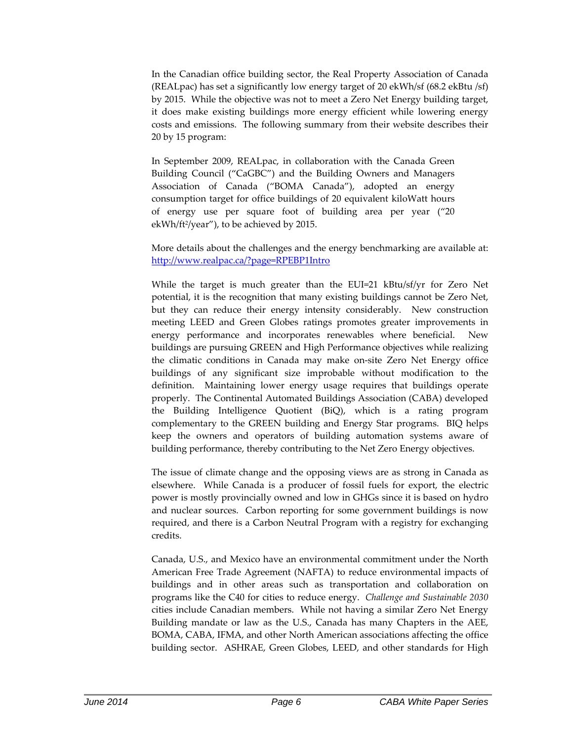In the Canadian office building sector, the Real Property Association of Canada (REALpac) has set a significantly low energy target of 20 ekWh/sf (68.2 ekBtu /sf) by 2015. While the objective was not to meet a Zero Net Energy building target, it does make existing buildings more energy efficient while lowering energy costs and emissions. The following summary from their website describes their 20 by 15 program:

> In September 2009, REALpac, in collaboration with the Canada Green Building Council ("CaGBC") and the Building Owners and Managers Association of Canada ("BOMA Canada"), adopted an energy consumption target for office buildings of 20 equivalent kiloWatt hours of energy use per square foot of building area per year ("20 ekWh/ft$^2$/year"), to be achieved by 2015.

More details about the challenges and the energy benchmarking are available at: [http://www.realpac.ca/?page=RPEBP1Intro](http://www.realpac.ca/?page=RPEBP1Intro)

While the target is much greater than the EUI=21 kBtu/sf/yr for Zero Net potential, it is the recognition that many existing buildings cannot be Zero Net, but they can reduce their energy intensity considerably. New construction meeting LEED and Green Globes ratings promotes greater improvements in energy performance and incorporates renewables where beneficial. New buildings are pursuing GREEN and High Performance objectives while realizing the climatic conditions in Canada may make on-site Zero Net Energy office buildings of any significant size improbable without modification to the definition. Maintaining lower energy usage requires that buildings operate properly. The Continental Automated Buildings Association (CABA) developed the Building Intelligence Quotient (BiQ), which is a rating program complementary to the GREEN building and Energy Star programs. BIQ helps keep the owners and operators of building automation systems aware of building performance, thereby contributing to the Net Zero Energy objectives.

The issue of climate change and the opposing views are as strong in Canada as elsewhere. While Canada is a producer of fossil fuels for export, the electric power is mostly provincially owned and low in GHGs since it is based on hydro and nuclear sources. Carbon reporting for some government buildings is now required, and there is a Carbon Neutral Program with a registry for exchanging credits.

Canada, U.S., and Mexico have an environmental commitment under the North American Free Trade Agreement (NAFTA) to reduce environmental impacts of buildings and in other areas such as transportation and collaboration on programs like the C40 for cities to reduce energy. *Challenge and Sustainable 2030* cities include Canadian members. While not having a similar Zero Net Energy Building mandate or law as the U.S., Canada has many Chapters in the AEE, BOMA, CABA, IFMA, and other North American associations affecting the office building sector. ASHRAE, Green Globes, LEED, and other standards for High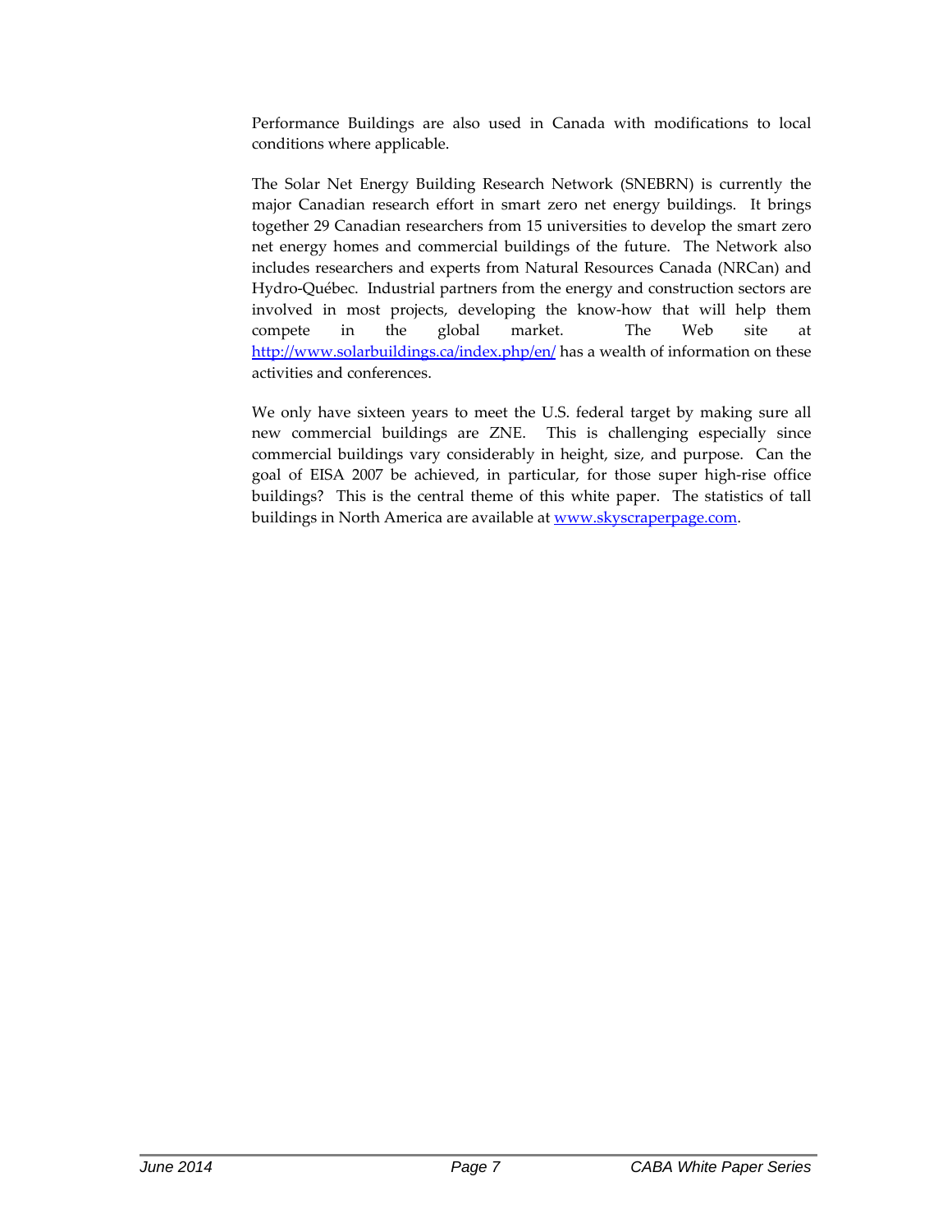Performance Buildings are also used in Canada with modifications to local conditions where applicable.

The Solar Net Energy Building Research Network (SNEBRN) is currently the major Canadian research effort in smart zero net energy buildings. It brings together 29 Canadian researchers from 15 universities to develop the smart zero net energy homes and commercial buildings of the future. The Network also includes researchers and experts from Natural Resources Canada (NRCan) and Hydro-Québec. Industrial partners from the energy and construction sectors are involved in most projects, developing the know-how that will help them compete in the global market. The Web site at http://www.solarbuildings.ca/index.php/en/ has a wealth of information on these activities and conferences.

We only have sixteen years to meet the U.S. federal target by making sure all new commercial buildings are ZNE. This is challenging especially since commercial buildings vary considerably in height, size, and purpose. Can the goal of EISA 2007 be achieved, in particular, for those super high-rise office buildings? This is the central theme of this white paper. The statistics of tall buildings in North America are available at www.skyscraperpage.com.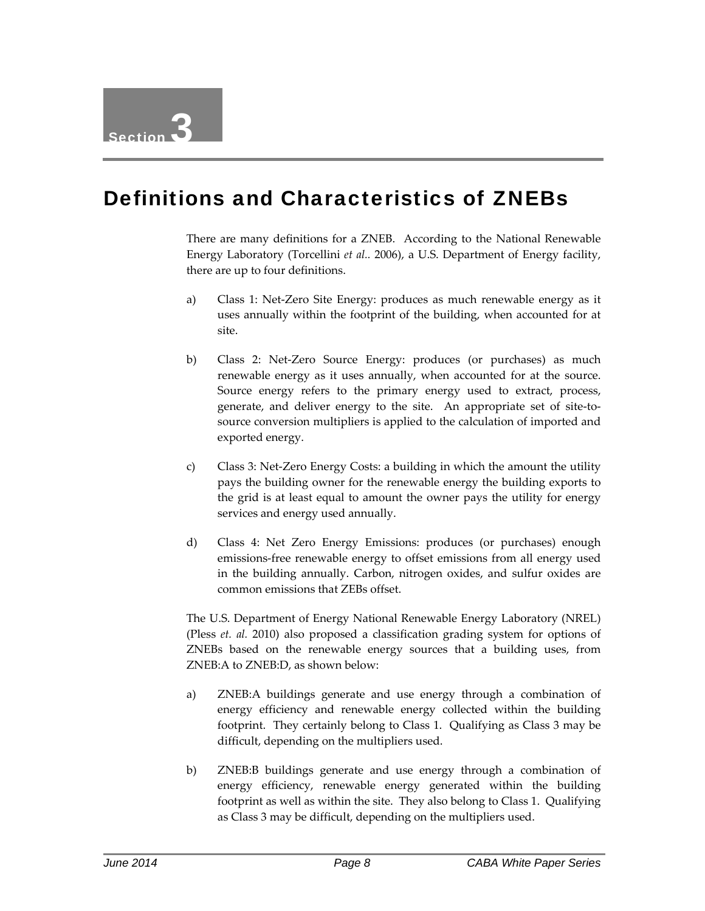# Section 3

# Definitions and Characteristics of ZNEBs

There are many definitions for a ZNEB. According to the National Renewable Energy Laboratory (Torcellini *et al.*. 2006), a U.S. Department of Energy facility, there are up to four definitions.

a) Class 1: Net-Zero Site Energy: produces as much renewable energy as it uses annually within the footprint of the building, when accounted for at site.

b) Class 2: Net-Zero Source Energy: produces (or purchases) as much renewable energy as it uses annually, when accounted for at the source. Source energy refers to the primary energy used to extract, process, generate, and deliver energy to the site. An appropriate set of site-to-source conversion multipliers is applied to the calculation of imported and exported energy.

c) Class 3: Net-Zero Energy Costs: a building in which the amount the utility pays the building owner for the renewable energy the building exports to the grid is at least equal to amount the owner pays the utility for energy services and energy used annually.

d) Class 4: Net Zero Energy Emissions: produces (or purchases) enough emissions-free renewable energy to offset emissions from all energy used in the building annually. Carbon, nitrogen oxides, and sulfur oxides are common emissions that ZEBs offset.

The U.S. Department of Energy National Renewable Energy Laboratory (NREL) (Pless *et. al.* 2010) also proposed a classification grading system for options of ZNEBs based on the renewable energy sources that a building uses, from ZNEB:A to ZNEB:D, as shown below:

a) ZNEB:A buildings generate and use energy through a combination of energy efficiency and renewable energy collected within the building footprint. They certainly belong to Class 1. Qualifying as Class 3 may be difficult, depending on the multipliers used.

b) ZNEB:B buildings generate and use energy through a combination of energy efficiency, renewable energy generated within the building footprint as well as within the site. They also belong to Class 1. Qualifying as Class 3 may be difficult, depending on the multipliers used.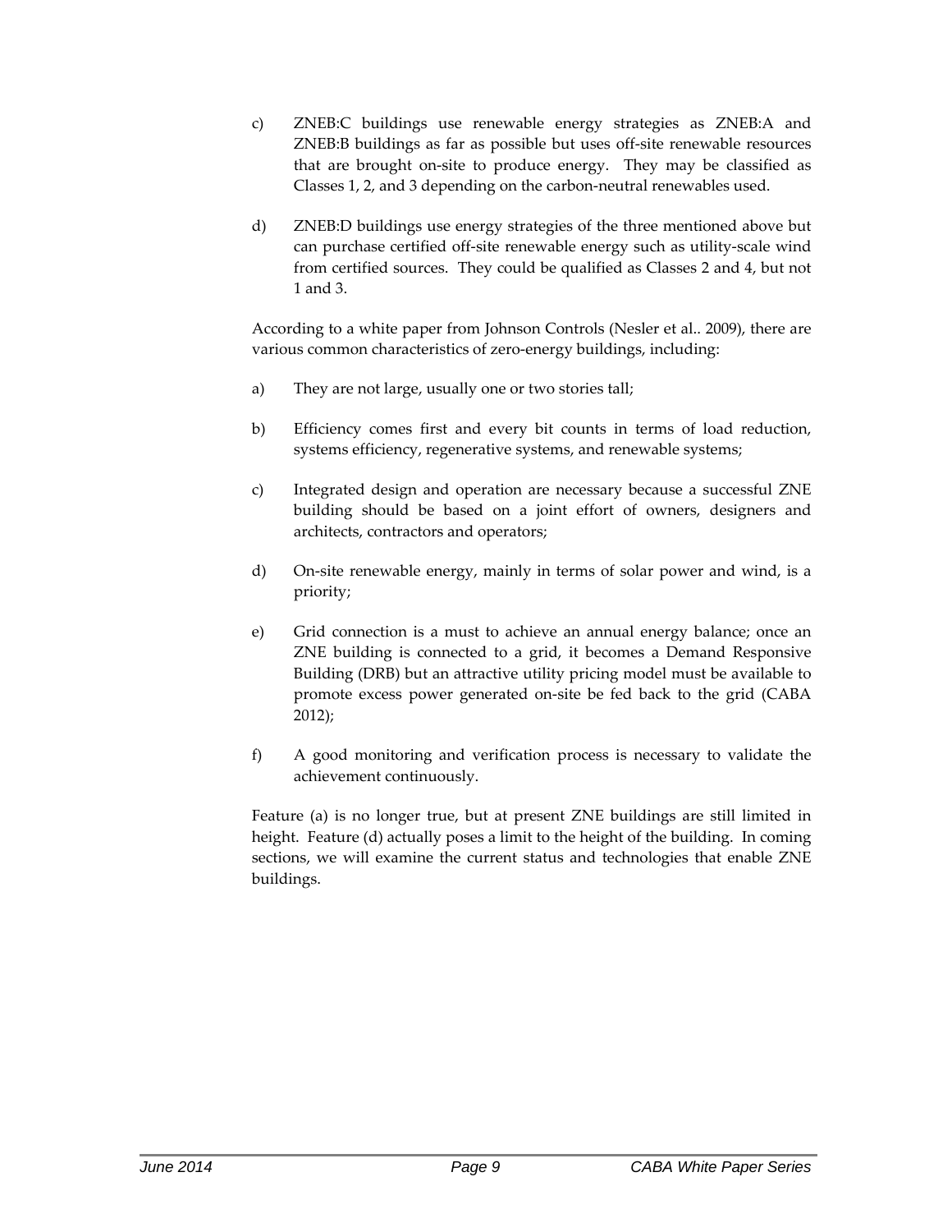c) ZNEB:C buildings use renewable energy strategies as ZNEB:A and ZNEB:B buildings as far as possible but uses off-site renewable resources that are brought on-site to produce energy. They may be classified as Classes 1, 2, and 3 depending on the carbon-neutral renewables used.

d) ZNEB:D buildings use energy strategies of the three mentioned above but can purchase certified off-site renewable energy such as utility-scale wind from certified sources. They could be qualified as Classes 2 and 4, but not 1 and 3.

According to a white paper from Johnson Controls (Nesler et al.. 2009), there are various common characteristics of zero-energy buildings, including:

a) They are not large, usually one or two stories tall;

b) Efficiency comes first and every bit counts in terms of load reduction, systems efficiency, regenerative systems, and renewable systems;

c) Integrated design and operation are necessary because a successful ZNE building should be based on a joint effort of owners, designers and architects, contractors and operators;

d) On-site renewable energy, mainly in terms of solar power and wind, is a priority;

e) Grid connection is a must to achieve an annual energy balance; once an ZNE building is connected to a grid, it becomes a Demand Responsive Building (DRB) but an attractive utility pricing model must be available to promote excess power generated on-site be fed back to the grid (CABA 2012);

f) A good monitoring and verification process is necessary to validate the achievement continuously.

Feature (a) is no longer true, but at present ZNE buildings are still limited in height. Feature (d) actually poses a limit to the height of the building. In coming sections, we will examine the current status and technologies that enable ZNE buildings.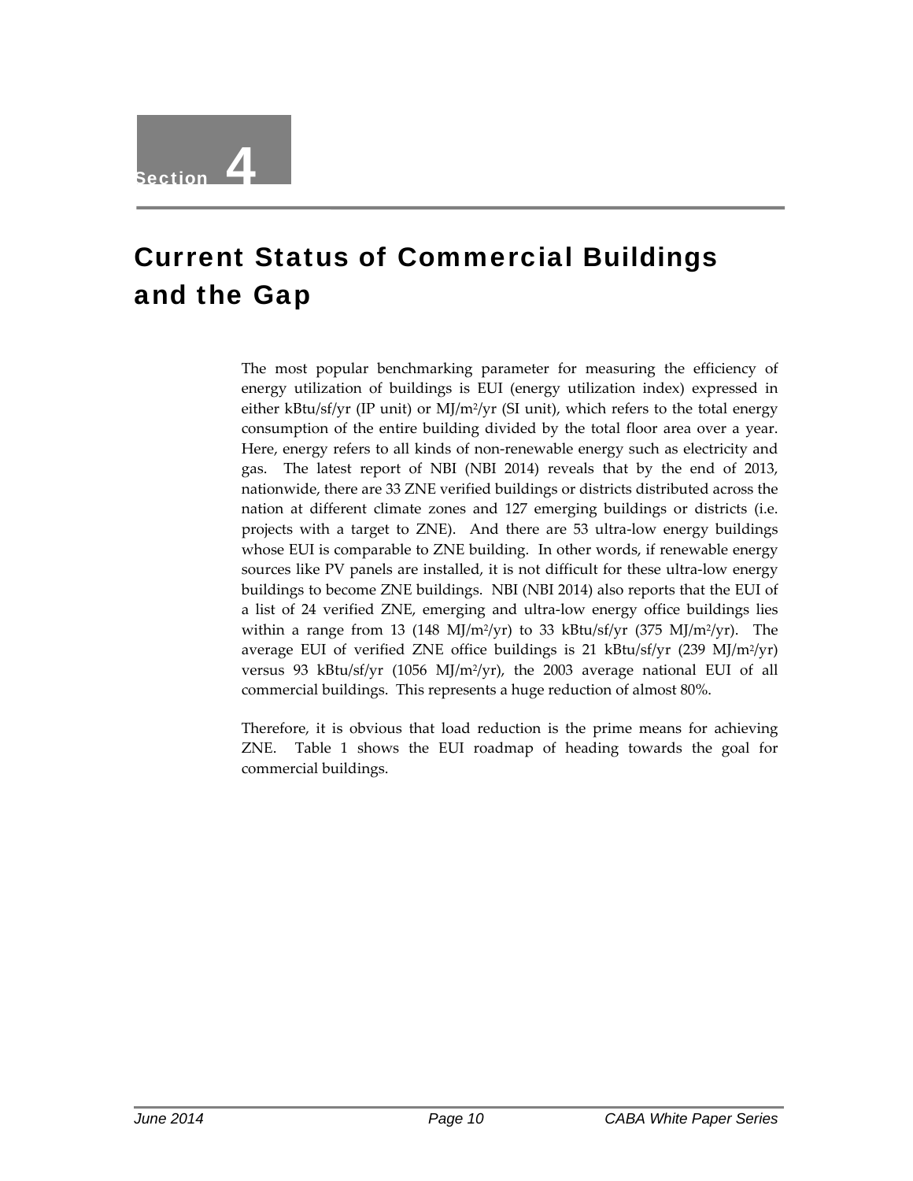# Section 4

# Current Status of Commercial Buildings and the Gap

The most popular benchmarking parameter for measuring the efficiency of energy utilization of buildings is EUI (energy utilization index) expressed in either kBtu/sf/yr (IP unit) or MJ/m$^2$/yr (SI unit), which refers to the total energy consumption of the entire building divided by the total floor area over a year. Here, energy refers to all kinds of non-renewable energy such as electricity and gas. The latest report of NBI (NBI 2014) reveals that by the end of 2013, nationwide, there are 33 ZNE verified buildings or districts distributed across the nation at different climate zones and 127 emerging buildings or districts (i.e. projects with a target to ZNE). And there are 53 ultra-low energy buildings whose EUI is comparable to ZNE building. In other words, if renewable energy sources like PV panels are installed, it is not difficult for these ultra-low energy buildings to become ZNE buildings. NBI (NBI 2014) also reports that the EUI of a list of 24 verified ZNE, emerging and ultra-low energy office buildings lies within a range from 13 (148 MJ/m$^2$/yr) to 33 kBtu/sf/yr (375 MJ/m$^2$/yr). The average EUI of verified ZNE office buildings is 21 kBtu/sf/yr (239 MJ/m$^2$/yr) versus 93 kBtu/sf/yr (1056 MJ/m$^2$/yr), the 2003 average national EUI of all commercial buildings. This represents a huge reduction of almost 80%.

Therefore, it is obvious that load reduction is the prime means for achieving ZNE. Table 1 shows the EUI roadmap of heading towards the goal for commercial buildings.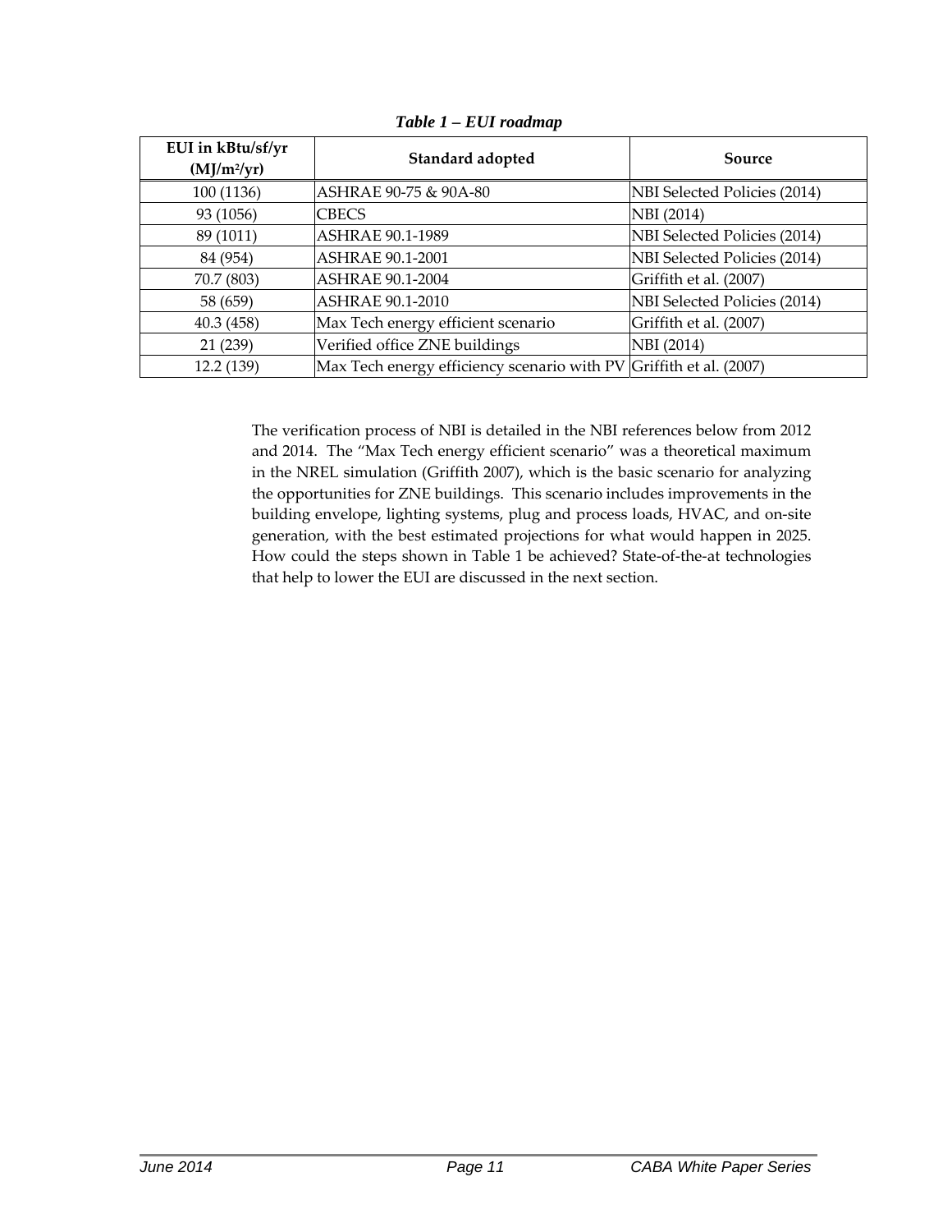*Table 1 – EUI roadmap*

| EUI in kBtu/sf/yr ($MJ/m^2/yr$) | Standard adopted | Source |
|---|---|---|
| 100 (1136) | ASHRAE 90-75 & 90A-80 | NBI Selected Policies (2014) |
| 93 (1056) | CBECS | NBI (2014) |
| 89 (1011) | ASHRAE 90.1-1989 | NBI Selected Policies (2014) |
| 84 (954) | ASHRAE 90.1-2001 | NBI Selected Policies (2014) |
| 70.7 (803) | ASHRAE 90.1-2004 | Griffith et al. (2007) |
| 58 (659) | ASHRAE 90.1-2010 | NBI Selected Policies (2014) |
| 40.3 (458) | Max Tech energy efficient scenario | Griffith et al. (2007) |
| 21 (239) | Verified office ZNE buildings | NBI (2014) |
| 12.2 (139) | Max Tech energy efficiency scenario with PV | Griffith et al. (2007) |

The verification process of NBI is detailed in the NBI references below from 2012 and 2014. The "Max Tech energy efficient scenario" was a theoretical maximum in the NREL simulation (Griffith 2007), which is the basic scenario for analyzing the opportunities for ZNE buildings. This scenario includes improvements in the building envelope, lighting systems, plug and process loads, HVAC, and on-site generation, with the best estimated projections for what would happen in 2025. How could the steps shown in Table 1 be achieved? State-of-the-at technologies that help to lower the EUI are discussed in the next section.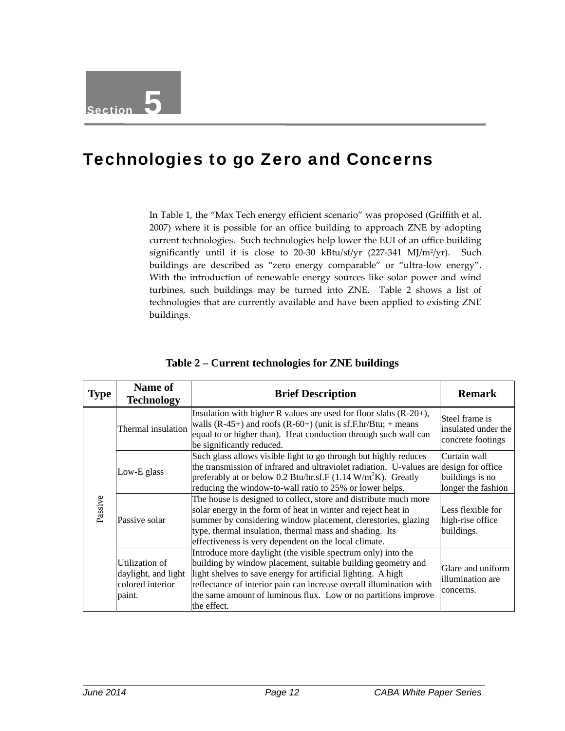# Section 5

## Technologies to go Zero and Concerns

In Table 1, the "Max Tech energy efficient scenario" was proposed (Griffith et al. 2007) where it is possible for an office building to approach ZNE by adopting current technologies. Such technologies help lower the EUI of an office building significantly until it is close to 20-30 kBtu/sf/yr (227-341 MJ/m²/yr). Such buildings are described as "zero energy comparable" or "ultra-low energy". With the introduction of renewable energy sources like solar power and wind turbines, such buildings may be turned into ZNE. Table 2 shows a list of technologies that are currently available and have been applied to existing ZNE buildings.

**Table 2 – Current technologies for ZNE buildings**

| Type | Name of Technology | Brief Description | Remark |
|---|---|---|---|
| Passive | Thermal insulation | Insulation with higher R values are used for floor slabs (R-20+), walls (R-45+) and roofs (R-60+) (unit is sf.F.hr/Btu; + means equal to or higher than). Heat conduction through such wall can be significantly reduced. | Steel frame is insulated under the concrete footings |
| | Low-E glass | Such glass allows visible light to go through but highly reduces the transmission of infrared and ultraviolet radiation. U-values are preferably at or below 0.2 Btu/hr.sf.F (1.14 W/m²K). Greatly reducing the window-to-wall ratio to 25% or lower helps. | Curtain wall design for office buildings is no longer the fashion |
| | Passive solar | The house is designed to collect, store and distribute much more solar energy in the form of heat in winter and reject heat in summer by considering window placement, clerestories, glazing type, thermal insulation, thermal mass and shading. Its effectiveness is very dependent on the local climate. | Less flexible for high-rise office buildings. |
| | Utilization of daylight, and light colored interior paint. | Introduce more daylight (the visible spectrum only) into the building by window placement, suitable building geometry and light shelves to save energy for artificial lighting. A high reflectance of interior pain can increase overall illumination with the same amount of luminous flux. Low or no partitions improve the effect. | Glare and uniform illumination are concerns. |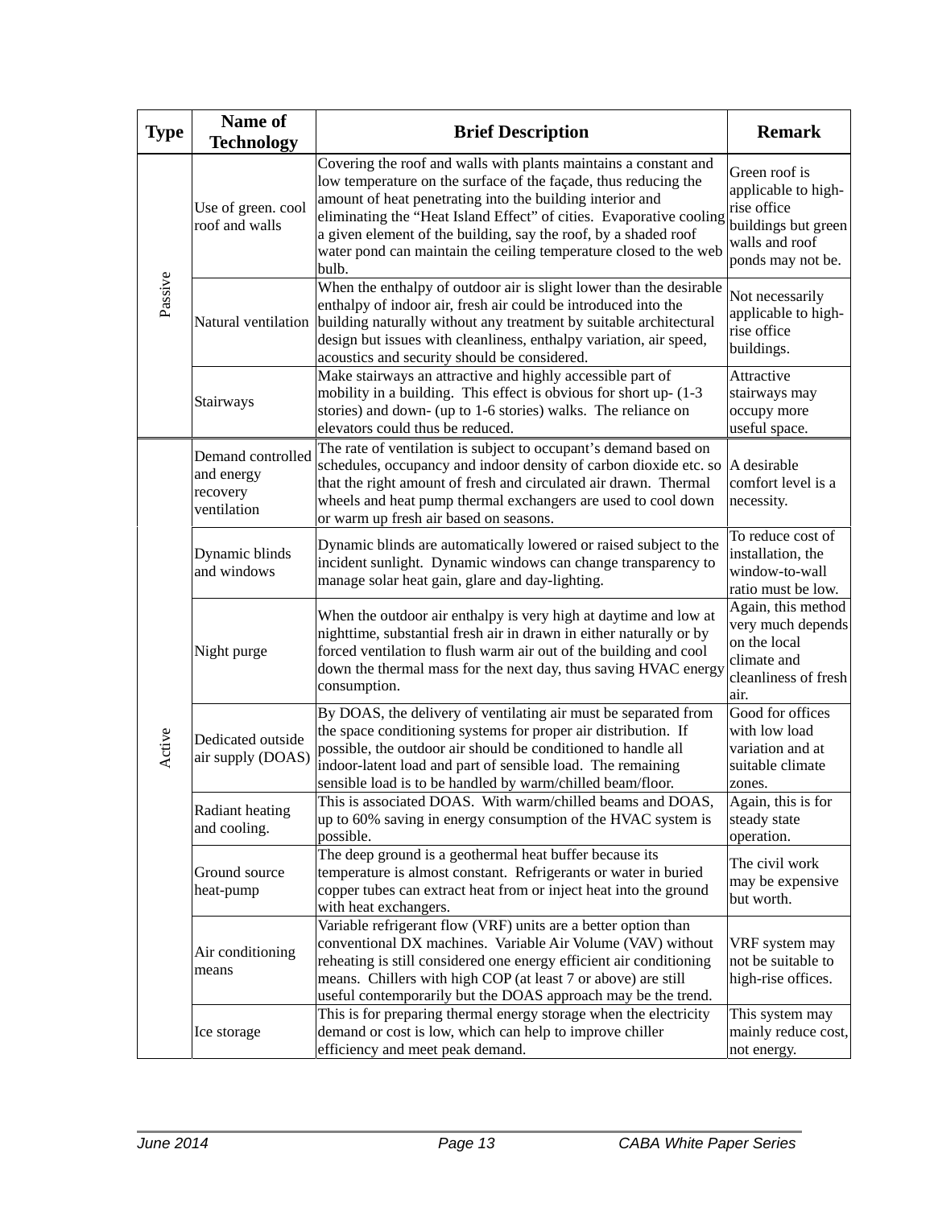| Type | Name of Technology | Brief Description | Remark |
|---|---|---|---|
| Passive | Use of green. cool roof and walls | Covering the roof and walls with plants maintains a constant and low temperature on the surface of the façade, thus reducing the amount of heat penetrating into the building interior and eliminating the "Heat Island Effect" of cities. Evaporative cooling a given element of the building, say the roof, by a shaded roof water pond can maintain the ceiling temperature closed to the web bulb. | Green roof is applicable to high-rise office buildings but green walls and roof ponds may not be. |
| | Natural ventilation | When the enthalpy of outdoor air is slight lower than the desirable enthalpy of indoor air, fresh air could be introduced into the building naturally without any treatment by suitable architectural design but issues with cleanliness, enthalpy variation, air speed, acoustics and security should be considered. | Not necessarily applicable to high-rise office buildings. |
| | Stairways | Make stairways an attractive and highly accessible part of mobility in a building. This effect is obvious for short up- (1-3 stories) and down- (up to 1-6 stories) walks. The reliance on elevators could thus be reduced. | Attractive stairways may occupy more useful space. |
| Active | Demand controlled and energy recovery ventilation | The rate of ventilation is subject to occupant's demand based on schedules, occupancy and indoor density of carbon dioxide etc. so that the right amount of fresh and circulated air drawn. Thermal wheels and heat pump thermal exchangers are used to cool down or warm up fresh air based on seasons. | A desirable comfort level is a necessity. |
| | Dynamic blinds and windows | Dynamic blinds are automatically lowered or raised subject to the incident sunlight. Dynamic windows can change transparency to manage solar heat gain, glare and day-lighting. | To reduce cost of installation, the window-to-wall ratio must be low. |
| | Night purge | When the outdoor air enthalpy is very high at daytime and low at nighttime, substantial fresh air in drawn in either naturally or by forced ventilation to flush warm air out of the building and cool down the thermal mass for the next day, thus saving HVAC energy consumption. | Again, this method very much depends on the local climate and cleanliness of fresh air. |
| | Dedicated outside air supply (DOAS) | By DOAS, the delivery of ventilating air must be separated from the space conditioning systems for proper air distribution. If possible, the outdoor air should be conditioned to handle all indoor-latent load and part of sensible load. The remaining sensible load is to be handled by warm/chilled beam/floor. | Good for offices with low load variation and at suitable climate zones. |
| | Radiant heating and cooling. | This is associated DOAS. With warm/chilled beams and DOAS, up to 60% saving in energy consumption of the HVAC system is possible. | Again, this is for steady state operation. |
| | Ground source heat-pump | The deep ground is a geothermal heat buffer because its temperature is almost constant. Refrigerants or water in buried copper tubes can extract heat from or inject heat into the ground with heat exchangers. | The civil work may be expensive but worth. |
| | Air conditioning means | Variable refrigerant flow (VRF) units are a better option than conventional DX machines. Variable Air Volume (VAV) without reheating is still considered one energy efficient air conditioning means. Chillers with high COP (at least 7 or above) are still useful contemporarily but the DOAS approach may be the trend. | VRF system may not be suitable to high-rise offices. |
| | Ice storage | This is for preparing thermal energy storage when the electricity demand or cost is low, which can help to improve chiller efficiency and meet peak demand. | This system may mainly reduce cost, not energy. |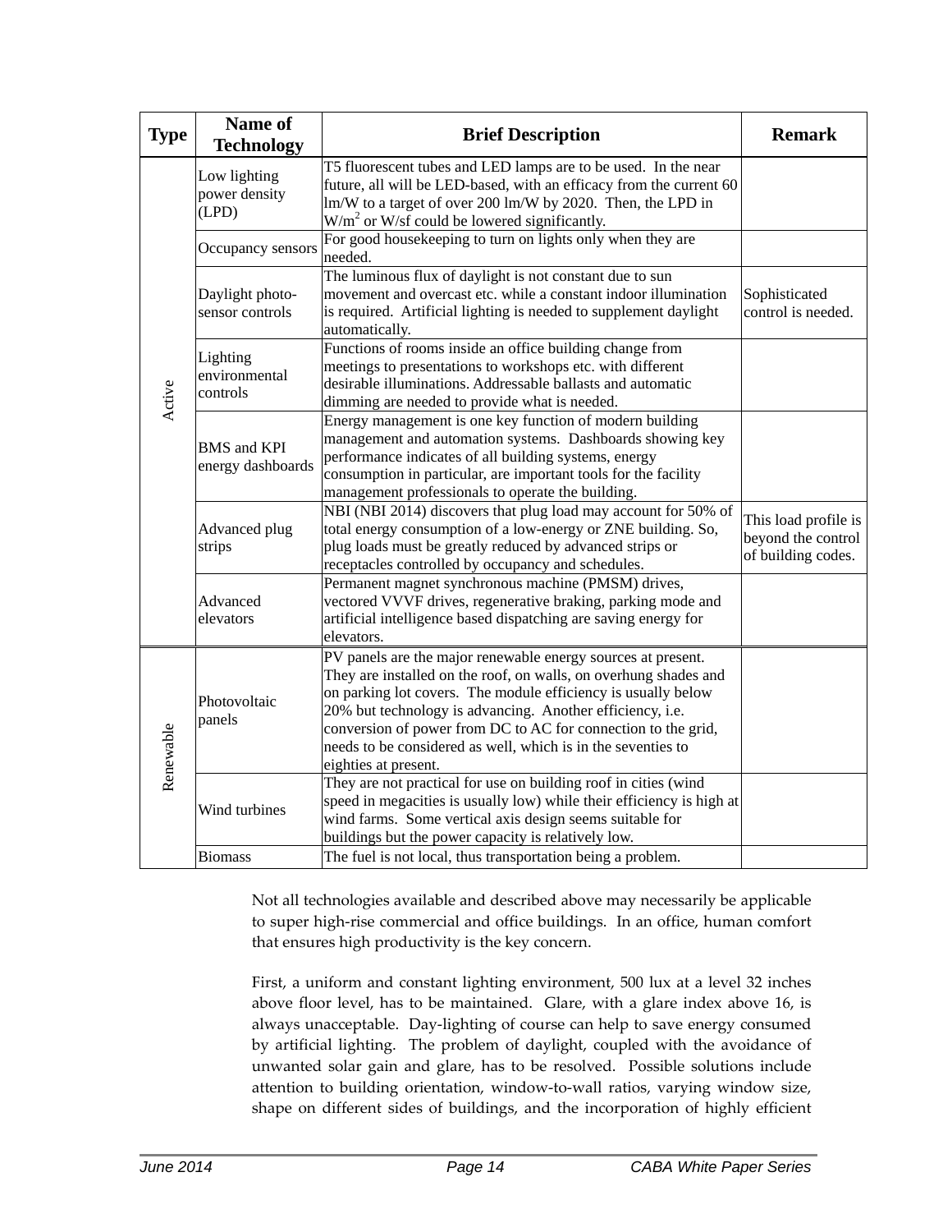| Type | Name of Technology | Brief Description | Remark |
|---|---|---|---|
| Active | Low lighting power density (LPD) | T5 fluorescent tubes and LED lamps are to be used. In the near future, all will be LED-based, with an efficacy from the current 60 lm/W to a target of over 200 lm/W by 2020. Then, the LPD in $W/m^2$ or W/sf could be lowered significantly. | |
| | Occupancy sensors | For good housekeeping to turn on lights only when they are needed. | |
| | Daylight photo-sensor controls | The luminous flux of daylight is not constant due to sun movement and overcast etc. while a constant indoor illumination is required. Artificial lighting is needed to supplement daylight automatically. | Sophisticated control is needed. |
| | Lighting environmental controls | Functions of rooms inside an office building change from meetings to presentations to workshops etc. with different desirable illuminations. Addressable ballasts and automatic dimming are needed to provide what is needed. | |
| | BMS and KPI energy dashboards | Energy management is one key function of modern building management and automation systems. Dashboards showing key performance indicates of all building systems, energy consumption in particular, are important tools for the facility management professionals to operate the building. | |
| | Advanced plug strips | NBI (NBI 2014) discovers that plug load may account for 50% of total energy consumption of a low-energy or ZNE building. So, plug loads must be greatly reduced by advanced strips or receptacles controlled by occupancy and schedules. | This load profile is beyond the control of building codes. |
| | Advanced elevators | Permanent magnet synchronous machine (PMSM) drives, vectored VVVF drives, regenerative braking, parking mode and artificial intelligence based dispatching are saving energy for elevators. | |
| Renewable | Photovoltaic panels | PV panels are the major renewable energy sources at present. They are installed on the roof, on walls, on overhung shades and on parking lot covers. The module efficiency is usually below 20% but technology is advancing. Another efficiency, i.e. conversion of power from DC to AC for connection to the grid, needs to be considered as well, which is in the seventies to eighties at present. | |
| | Wind turbines | They are not practical for use on building roof in cities (wind speed in megacities is usually low) while their efficiency is high at wind farms. Some vertical axis design seems suitable for buildings but the power capacity is relatively low. | |
| | Biomass | The fuel is not local, thus transportation being a problem. | |

Not all technologies available and described above may necessarily be applicable to super high-rise commercial and office buildings. In an office, human comfort that ensures high productivity is the key concern.

First, a uniform and constant lighting environment, 500 lux at a level 32 inches above floor level, has to be maintained. Glare, with a glare index above 16, is always unacceptable. Day-lighting of course can help to save energy consumed by artificial lighting. The problem of daylight, coupled with the avoidance of unwanted solar gain and glare, has to be resolved. Possible solutions include attention to building orientation, window-to-wall ratios, varying window size, shape on different sides of buildings, and the incorporation of highly efficient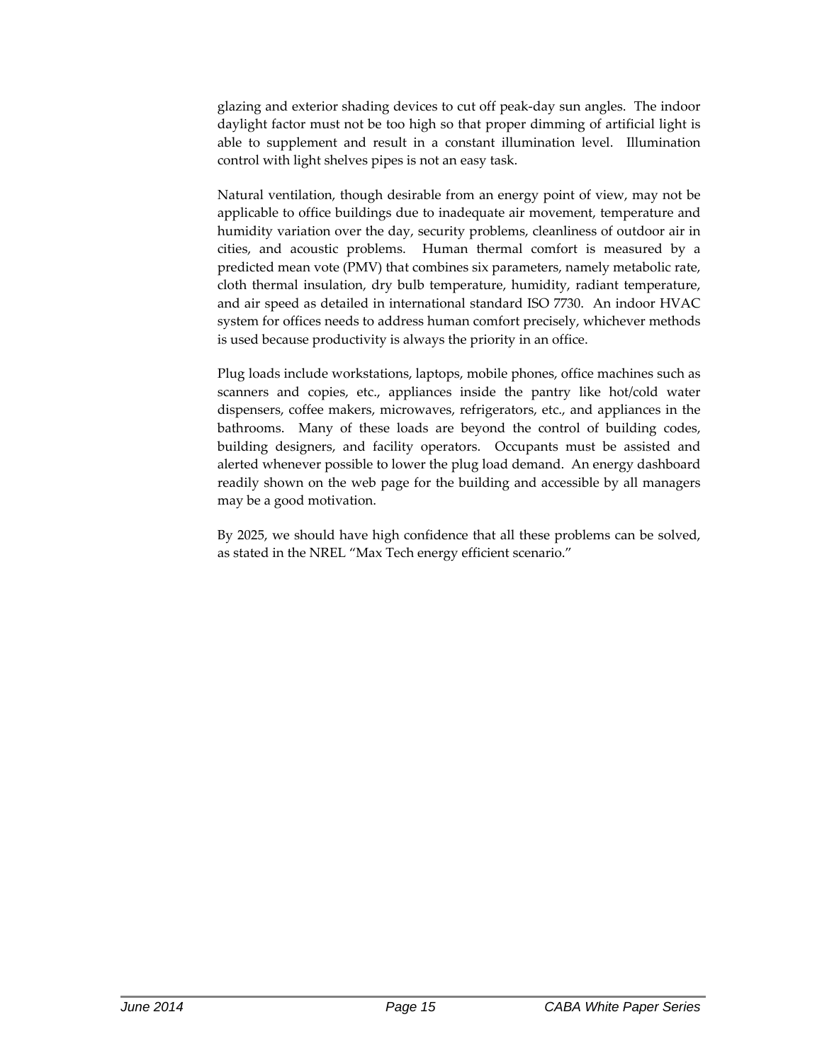glazing and exterior shading devices to cut off peak-day sun angles. The indoor daylight factor must not be too high so that proper dimming of artificial light is able to supplement and result in a constant illumination level. Illumination control with light shelves pipes is not an easy task.

Natural ventilation, though desirable from an energy point of view, may not be applicable to office buildings due to inadequate air movement, temperature and humidity variation over the day, security problems, cleanliness of outdoor air in cities, and acoustic problems. Human thermal comfort is measured by a predicted mean vote (PMV) that combines six parameters, namely metabolic rate, cloth thermal insulation, dry bulb temperature, humidity, radiant temperature, and air speed as detailed in international standard ISO 7730. An indoor HVAC system for offices needs to address human comfort precisely, whichever methods is used because productivity is always the priority in an office.

Plug loads include workstations, laptops, mobile phones, office machines such as scanners and copies, etc., appliances inside the pantry like hot/cold water dispensers, coffee makers, microwaves, refrigerators, etc., and appliances in the bathrooms. Many of these loads are beyond the control of building codes, building designers, and facility operators. Occupants must be assisted and alerted whenever possible to lower the plug load demand. An energy dashboard readily shown on the web page for the building and accessible by all managers may be a good motivation.

By 2025, we should have high confidence that all these problems can be solved, as stated in the NREL "Max Tech energy efficient scenario."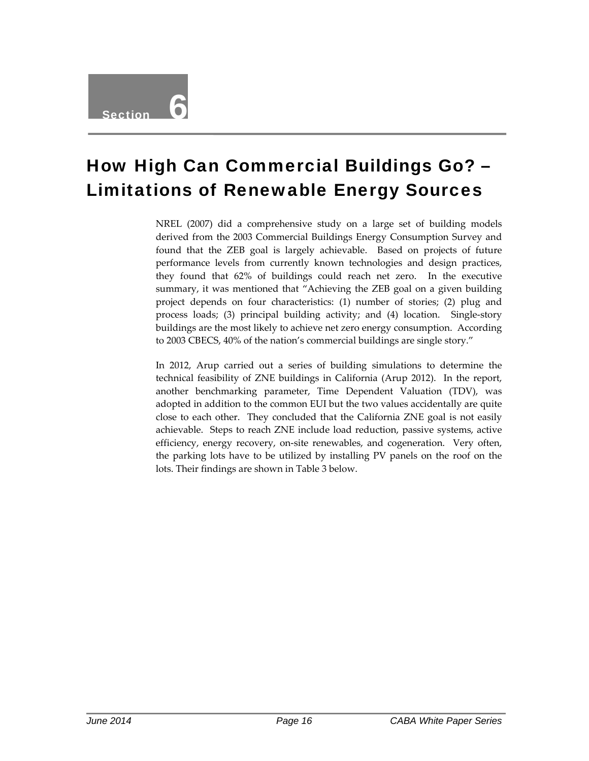Section 6

# How High Can Commercial Buildings Go? – Limitations of Renewable Energy Sources

NREL (2007) did a comprehensive study on a large set of building models derived from the 2003 Commercial Buildings Energy Consumption Survey and found that the ZEB goal is largely achievable. Based on projects of future performance levels from currently known technologies and design practices, they found that 62% of buildings could reach net zero. In the executive summary, it was mentioned that "Achieving the ZEB goal on a given building project depends on four characteristics: (1) number of stories; (2) plug and process loads; (3) principal building activity; and (4) location. Single-story buildings are the most likely to achieve net zero energy consumption. According to 2003 CBECS, 40% of the nation's commercial buildings are single story."

In 2012, Arup carried out a series of building simulations to determine the technical feasibility of ZNE buildings in California (Arup 2012). In the report, another benchmarking parameter, Time Dependent Valuation (TDV), was adopted in addition to the common EUI but the two values accidentally are quite close to each other. They concluded that the California ZNE goal is not easily achievable. Steps to reach ZNE include load reduction, passive systems, active efficiency, energy recovery, on-site renewables, and cogeneration. Very often, the parking lots have to be utilized by installing PV panels on the roof on the lots. Their findings are shown in Table 3 below.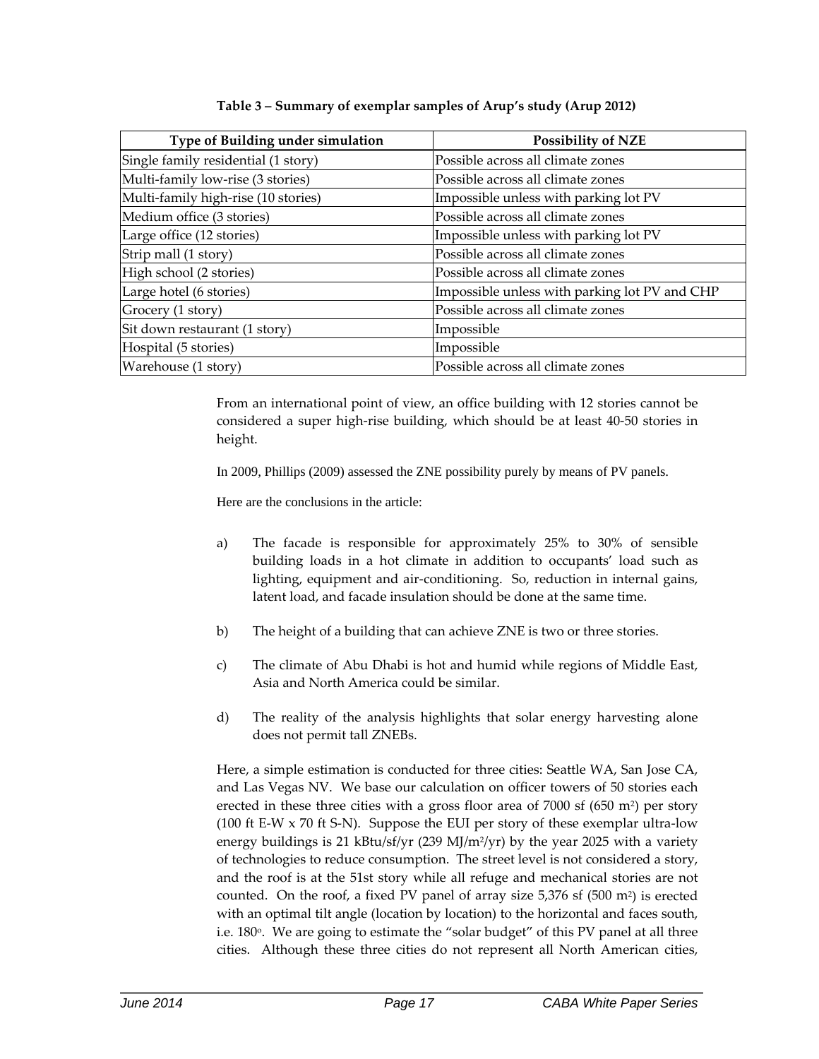**Table 3 – Summary of exemplar samples of Arup's study (Arup 2012)**

| Type of Building under simulation | Possibility of NZE |
|---|---|
| Single family residential (1 story) | Possible across all climate zones |
| Multi-family low-rise (3 stories) | Possible across all climate zones |
| Multi-family high-rise (10 stories) | Impossible unless with parking lot PV |
| Medium office (3 stories) | Possible across all climate zones |
| Large office (12 stories) | Impossible unless with parking lot PV |
| Strip mall (1 story) | Possible across all climate zones |
| High school (2 stories) | Possible across all climate zones |
| Large hotel (6 stories) | Impossible unless with parking lot PV and CHP |
| Grocery (1 story) | Possible across all climate zones |
| Sit down restaurant (1 story) | Impossible |
| Hospital (5 stories) | Impossible |
| Warehouse (1 story) | Possible across all climate zones |

From an international point of view, an office building with 12 stories cannot be considered a super high-rise building, which should be at least 40-50 stories in height.

In 2009, Phillips (2009) assessed the ZNE possibility purely by means of PV panels.

Here are the conclusions in the article:

a) The facade is responsible for approximately 25% to 30% of sensible building loads in a hot climate in addition to occupants' load such as lighting, equipment and air-conditioning. So, reduction in internal gains, latent load, and facade insulation should be done at the same time.

b) The height of a building that can achieve ZNE is two or three stories.

c) The climate of Abu Dhabi is hot and humid while regions of Middle East, Asia and North America could be similar.

d) The reality of the analysis highlights that solar energy harvesting alone does not permit tall ZNEBs.

Here, a simple estimation is conducted for three cities: Seattle WA, San Jose CA, and Las Vegas NV. We base our calculation on officer towers of 50 stories each erected in these three cities with a gross floor area of 7000 sf (650 m$^2$) per story (100 ft E-W x 70 ft S-N). Suppose the EUI per story of these exemplar ultra-low energy buildings is 21 kBtu/sf/yr (239 MJ/m$^2$/yr) by the year 2025 with a variety of technologies to reduce consumption. The street level is not considered a story, and the roof is at the 51st story while all refuge and mechanical stories are not counted. On the roof, a fixed PV panel of array size 5,376 sf (500 m$^2$) is erected with an optimal tilt angle (location by location) to the horizontal and faces south, i.e. 180°. We are going to estimate the "solar budget" of this PV panel at all three cities. Although these three cities do not represent all North American cities,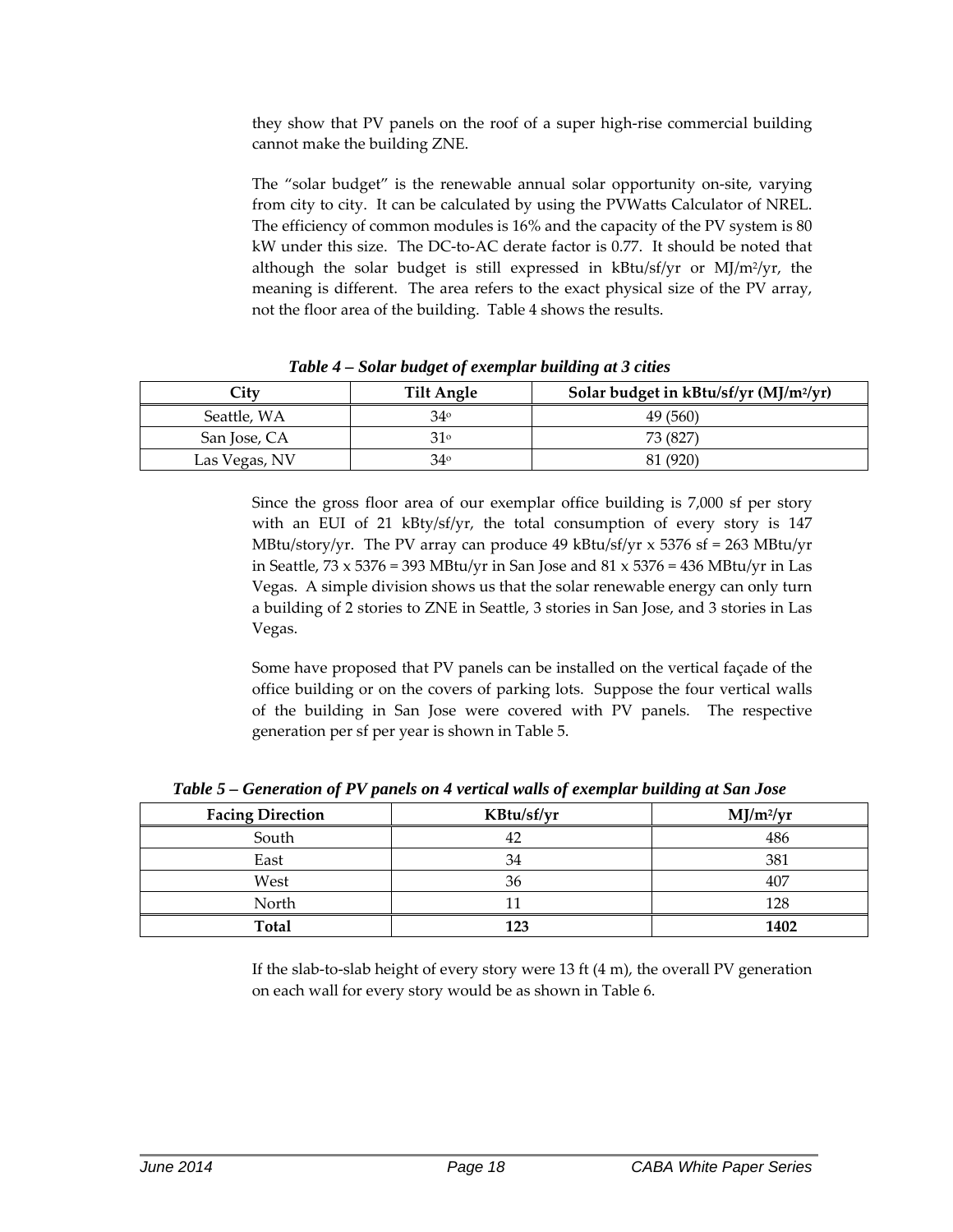they show that PV panels on the roof of a super high-rise commercial building cannot make the building ZNE.

The "solar budget" is the renewable annual solar opportunity on-site, varying from city to city. It can be calculated by using the PVWatts Calculator of NREL. The efficiency of common modules is 16% and the capacity of the PV system is 80 kW under this size. The DC-to-AC derate factor is 0.77. It should be noted that although the solar budget is still expressed in kBtu/sf/yr or MJ/m²/yr, the meaning is different. The area refers to the exact physical size of the PV array, not the floor area of the building. Table 4 shows the results.

***Table 4 – Solar budget of exemplar building at 3 cities***

| City | Tilt Angle | Solar budget in kBtu/sf/yr (MJ/m²/yr) |
|---|---|---|
| Seattle, WA | 34° | 49 (560) |
| San Jose, CA | 31° | 73 (827) |
| Las Vegas, NV | 34° | 81 (920) |

Since the gross floor area of our exemplar office building is 7,000 sf per story with an EUI of 21 kBty/sf/yr, the total consumption of every story is 147 MBtu/story/yr. The PV array can produce 49 kBtu/sf/yr x 5376 sf = 263 MBtu/yr in Seattle, 73 x 5376 = 393 MBtu/yr in San Jose and 81 x 5376 = 436 MBtu/yr in Las Vegas. A simple division shows us that the solar renewable energy can only turn a building of 2 stories to ZNE in Seattle, 3 stories in San Jose, and 3 stories in Las Vegas.

Some have proposed that PV panels can be installed on the vertical façade of the office building or on the covers of parking lots. Suppose the four vertical walls of the building in San Jose were covered with PV panels. The respective generation per sf per year is shown in Table 5.

***Table 5 – Generation of PV panels on 4 vertical walls of exemplar building at San Jose***

| Facing Direction | KBtu/sf/yr | MJ/m²/yr |
|---|---|---|
| South | 42 | 486 |
| East | 34 | 381 |
| West | 36 | 407 |
| North | 11 | 128 |
| **Total** | **123** | **1402** |

If the slab-to-slab height of every story were 13 ft (4 m), the overall PV generation on each wall for every story would be as shown in Table 6.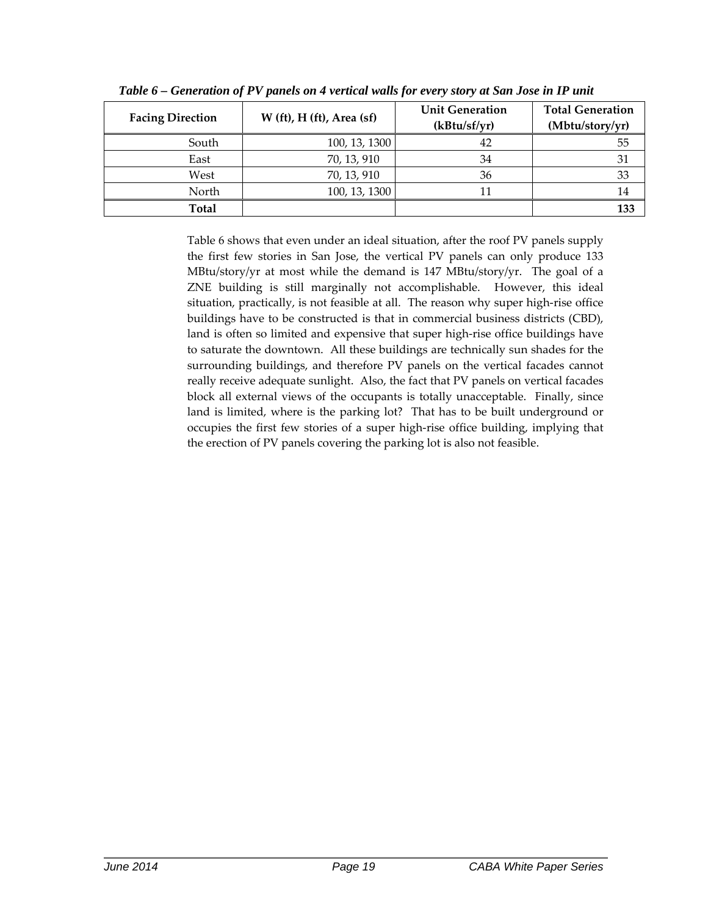*Table 6 – Generation of PV panels on 4 vertical walls for every story at San Jose in IP unit*

| Facing Direction | W (ft), H (ft), Area (sf) | Unit Generation (kBtu/sf/yr) | Total Generation (Mbtu/story/yr) |
|---|---|---|---|
| South | 100, 13, 1300 | 42 | 55 |
| East | 70, 13, 910 | 34 | 31 |
| West | 70, 13, 910 | 36 | 33 |
| North | 100, 13, 1300 | 11 | 14 |
| **Total** | | | **133** |

Table 6 shows that even under an ideal situation, after the roof PV panels supply the first few stories in San Jose, the vertical PV panels can only produce 133 MBtu/story/yr at most while the demand is 147 MBtu/story/yr. The goal of a ZNE building is still marginally not accomplishable. However, this ideal situation, practically, is not feasible at all. The reason why super high-rise office buildings have to be constructed is that in commercial business districts (CBD), land is often so limited and expensive that super high-rise office buildings have to saturate the downtown. All these buildings are technically sun shades for the surrounding buildings, and therefore PV panels on the vertical facades cannot really receive adequate sunlight. Also, the fact that PV panels on vertical facades block all external views of the occupants is totally unacceptable. Finally, since land is limited, where is the parking lot? That has to be built underground or occupies the first few stories of a super high-rise office building, implying that the erection of PV panels covering the parking lot is also not feasible.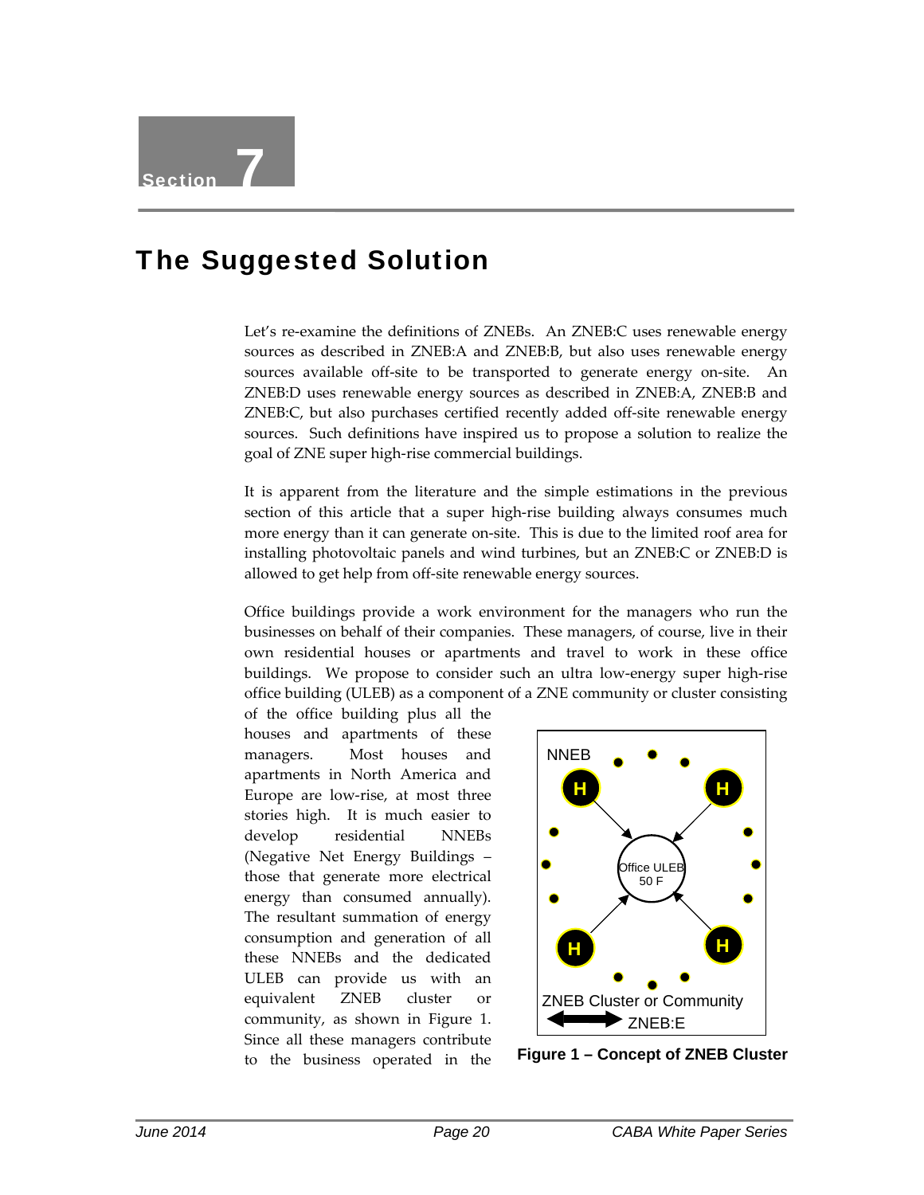# Section 7

# The Suggested Solution

Let's re-examine the definitions of ZNEBs. An ZNEB:C uses renewable energy sources as described in ZNEB:A and ZNEB:B, but also uses renewable energy sources available off-site to be transported to generate energy on-site. An ZNEB:D uses renewable energy sources as described in ZNEB:A, ZNEB:B and ZNEB:C, but also purchases certified recently added off-site renewable energy sources. Such definitions have inspired us to propose a solution to realize the goal of ZNE super high-rise commercial buildings.

It is apparent from the literature and the simple estimations in the previous section of this article that a super high-rise building always consumes much more energy than it can generate on-site. This is due to the limited roof area for installing photovoltaic panels and wind turbines, but an ZNEB:C or ZNEB:D is allowed to get help from off-site renewable energy sources.

Office buildings provide a work environment for the managers who run the businesses on behalf of their companies. These managers, of course, live in their own residential houses or apartments and travel to work in these office buildings. We propose to consider such an ultra low-energy super high-rise office building (ULEB) as a component of a ZNE community or cluster consisting of the office building plus all the houses and apartments of these managers. Most houses and apartments in North America and Europe are low-rise, at most three stories high. It is much easier to develop residential NNEBs (Negative Net Energy Buildings – those that generate more electrical energy than consumed annually). The resultant summation of energy consumption and generation of all these NNEBs and the dedicated ULEB can provide us with an equivalent ZNEB cluster or community, as shown in Figure 1. Since all these managers contribute to the business operated in the

**Figure 1 – Concept of ZNEB Cluster**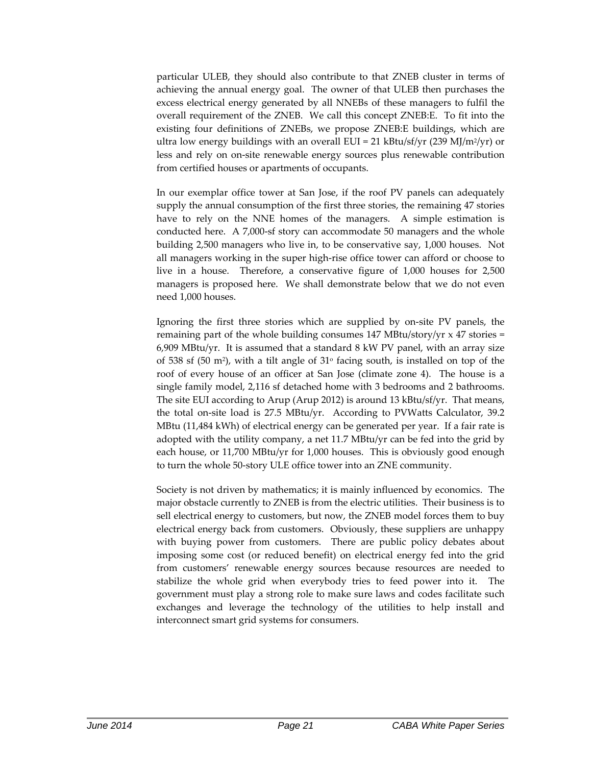particular ULEB, they should also contribute to that ZNEB cluster in terms of achieving the annual energy goal. The owner of that ULEB then purchases the excess electrical energy generated by all NNEBs of these managers to fulfil the overall requirement of the ZNEB. We call this concept ZNEB:E. To fit into the existing four definitions of ZNEBs, we propose ZNEB:E buildings, which are ultra low energy buildings with an overall EUI = 21 kBtu/sf/yr (239 MJ/$m^2$/yr) or less and rely on on-site renewable energy sources plus renewable contribution from certified houses or apartments of occupants.

In our exemplar office tower at San Jose, if the roof PV panels can adequately supply the annual consumption of the first three stories, the remaining 47 stories have to rely on the NNE homes of the managers. A simple estimation is conducted here. A 7,000-sf story can accommodate 50 managers and the whole building 2,500 managers who live in, to be conservative say, 1,000 houses. Not all managers working in the super high-rise office tower can afford or choose to live in a house. Therefore, a conservative figure of 1,000 houses for 2,500 managers is proposed here. We shall demonstrate below that we do not even need 1,000 houses.

Ignoring the first three stories which are supplied by on-site PV panels, the remaining part of the whole building consumes 147 MBtu/story/yr x 47 stories = 6,909 MBtu/yr. It is assumed that a standard 8 kW PV panel, with an array size of 538 sf (50 $m^2$), with a tilt angle of 31° facing south, is installed on top of the roof of every house of an officer at San Jose (climate zone 4). The house is a single family model, 2,116 sf detached home with 3 bedrooms and 2 bathrooms. The site EUI according to Arup (Arup 2012) is around 13 kBtu/sf/yr. That means, the total on-site load is 27.5 MBtu/yr. According to PVWatts Calculator, 39.2 MBtu (11,484 kWh) of electrical energy can be generated per year. If a fair rate is adopted with the utility company, a net 11.7 MBtu/yr can be fed into the grid by each house, or 11,700 MBtu/yr for 1,000 houses. This is obviously good enough to turn the whole 50-story ULE office tower into an ZNE community.

Society is not driven by mathematics; it is mainly influenced by economics. The major obstacle currently to ZNEB is from the electric utilities. Their business is to sell electrical energy to customers, but now, the ZNEB model forces them to buy electrical energy back from customers. Obviously, these suppliers are unhappy with buying power from customers. There are public policy debates about imposing some cost (or reduced benefit) on electrical energy fed into the grid from customers' renewable energy sources because resources are needed to stabilize the whole grid when everybody tries to feed power into it. The government must play a strong role to make sure laws and codes facilitate such exchanges and leverage the technology of the utilities to help install and interconnect smart grid systems for consumers.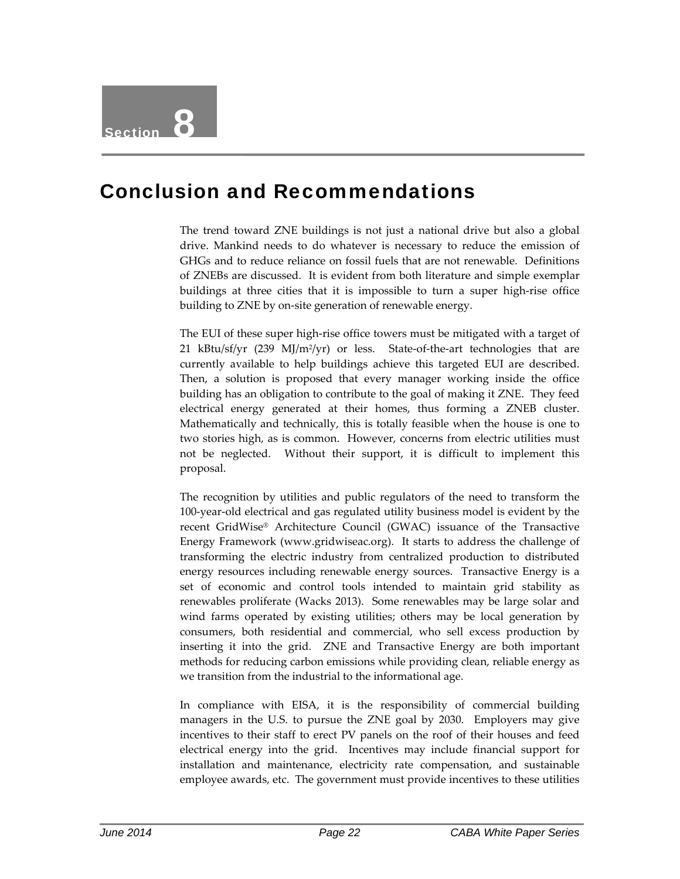# Section 8

## Conclusion and Recommendations

The trend toward ZNE buildings is not just a national drive but also a global drive. Mankind needs to do whatever is necessary to reduce the emission of GHGs and to reduce reliance on fossil fuels that are not renewable. Definitions of ZNEBs are discussed. It is evident from both literature and simple exemplar buildings at three cities that it is impossible to turn a super high-rise office building to ZNE by on-site generation of renewable energy.

The EUI of these super high-rise office towers must be mitigated with a target of 21 kBtu/sf/yr (239 MJ/m$^2$/yr) or less. State-of-the-art technologies that are currently available to help buildings achieve this targeted EUI are described. Then, a solution is proposed that every manager working inside the office building has an obligation to contribute to the goal of making it ZNE. They feed electrical energy generated at their homes, thus forming a ZNEB cluster. Mathematically and technically, this is totally feasible when the house is one to two stories high, as is common. However, concerns from electric utilities must not be neglected. Without their support, it is difficult to implement this proposal.

The recognition by utilities and public regulators of the need to transform the 100-year-old electrical and gas regulated utility business model is evident by the recent GridWise® Architecture Council (GWAC) issuance of the Transactive Energy Framework (www.gridwiseac.org). It starts to address the challenge of transforming the electric industry from centralized production to distributed energy resources including renewable energy sources. Transactive Energy is a set of economic and control tools intended to maintain grid stability as renewables proliferate (Wacks 2013). Some renewables may be large solar and wind farms operated by existing utilities; others may be local generation by consumers, both residential and commercial, who sell excess production by inserting it into the grid. ZNE and Transactive Energy are both important methods for reducing carbon emissions while providing clean, reliable energy as we transition from the industrial to the informational age.

In compliance with EISA, it is the responsibility of commercial building managers in the U.S. to pursue the ZNE goal by 2030. Employers may give incentives to their staff to erect PV panels on the roof of their houses and feed electrical energy into the grid. Incentives may include financial support for installation and maintenance, electricity rate compensation, and sustainable employee awards, etc. The government must provide incentives to these utilities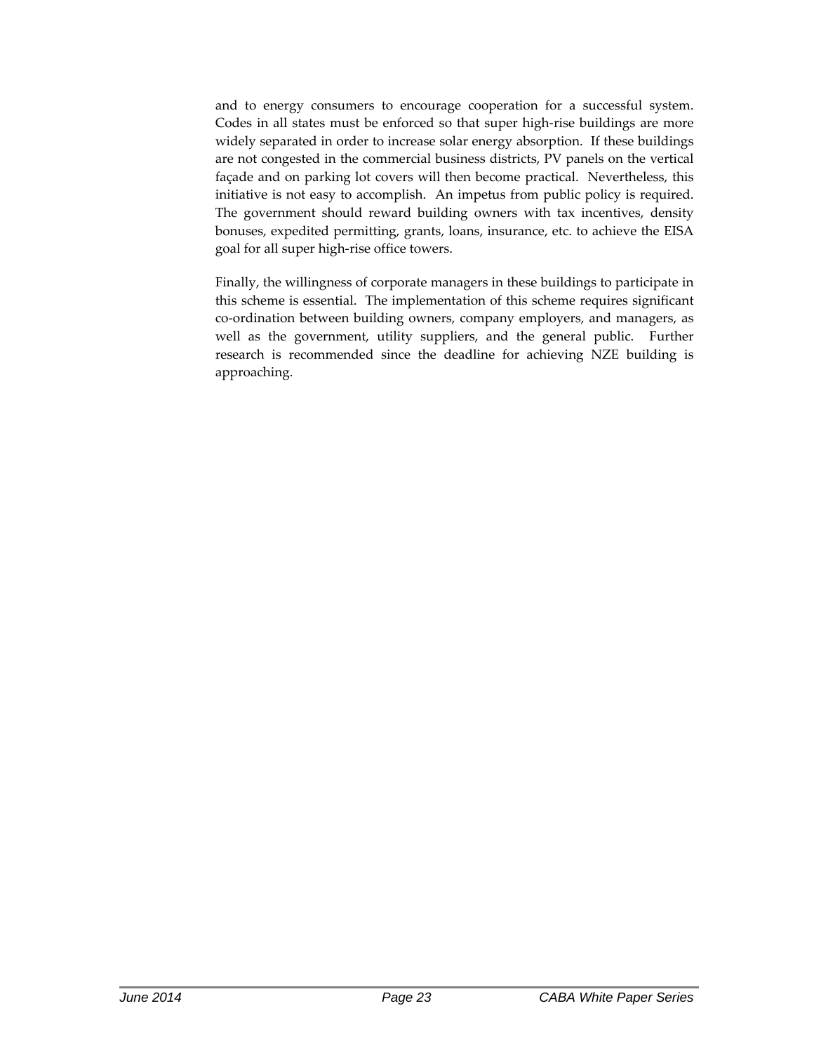and to energy consumers to encourage cooperation for a successful system. Codes in all states must be enforced so that super high-rise buildings are more widely separated in order to increase solar energy absorption. If these buildings are not congested in the commercial business districts, PV panels on the vertical façade and on parking lot covers will then become practical. Nevertheless, this initiative is not easy to accomplish. An impetus from public policy is required. The government should reward building owners with tax incentives, density bonuses, expedited permitting, grants, loans, insurance, etc. to achieve the EISA goal for all super high-rise office towers.

Finally, the willingness of corporate managers in these buildings to participate in this scheme is essential. The implementation of this scheme requires significant co-ordination between building owners, company employers, and managers, as well as the government, utility suppliers, and the general public. Further research is recommended since the deadline for achieving NZE building is approaching.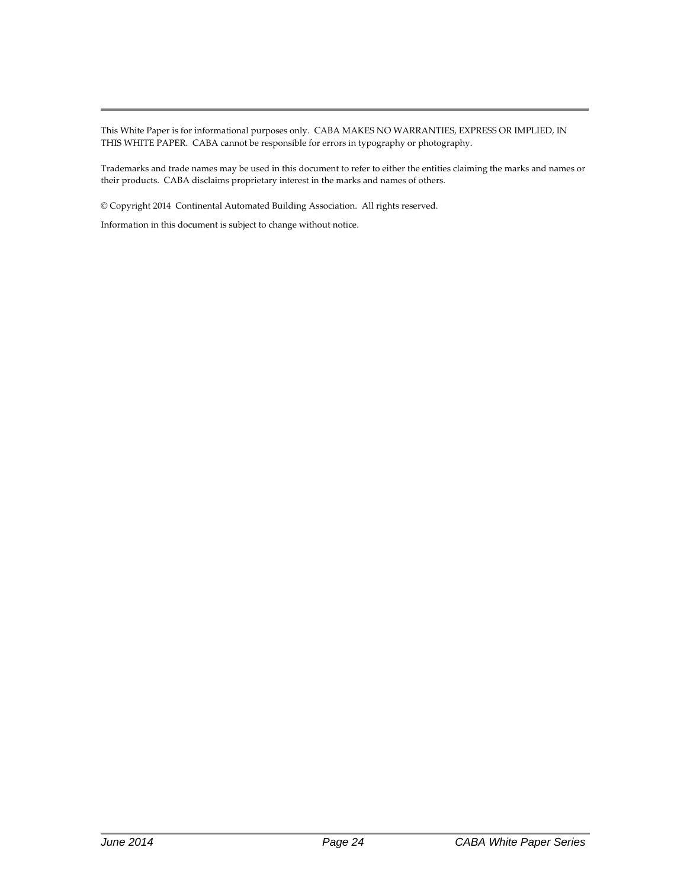This White Paper is for informational purposes only. CABA MAKES NO WARRANTIES, EXPRESS OR IMPLIED, IN THIS WHITE PAPER. CABA cannot be responsible for errors in typography or photography.

Trademarks and trade names may be used in this document to refer to either the entities claiming the marks and names or their products. CABA disclaims proprietary interest in the marks and names of others.

© Copyright 2014 Continental Automated Building Association. All rights reserved.

Information in this document is subject to change without notice.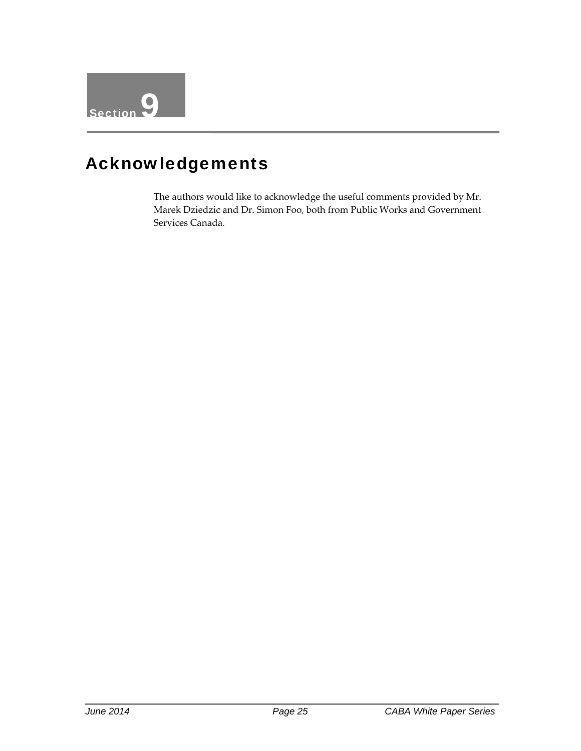Section 9

# Acknowledgements

The authors would like to acknowledge the useful comments provided by Mr. Marek Dziedzic and Dr. Simon Foo, both from Public Works and Government Services Canada.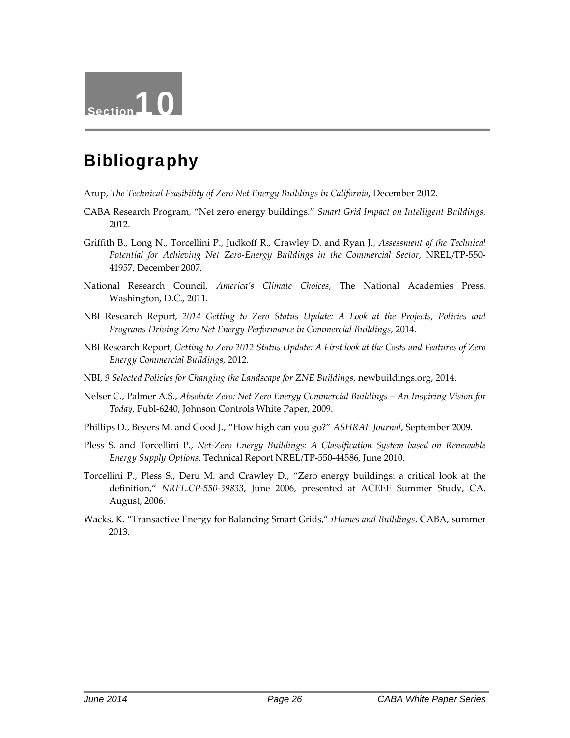# Section 10

## Bibliography

Arup, *The Technical Feasibility of Zero Net Energy Buildings in California*, December 2012.

CABA Research Program, "Net zero energy buildings," *Smart Grid Impact on Intelligent Buildings*, 2012.

Griffith B., Long N., Torcellini P., Judkoff R., Crawley D. and Ryan J., *Assessment of the Technical Potential for Achieving Net Zero-Energy Buildings in the Commercial Sector*, NREL/TP-550-41957, December 2007.

National Research Council, *America's Climate Choices*, The National Academies Press, Washington, D.C., 2011.

NBI Research Report, *2014 Getting to Zero Status Update: A Look at the Projects, Policies and Programs Driving Zero Net Energy Performance in Commercial Buildings*, 2014.

NBI Research Report, *Getting to Zero 2012 Status Update: A First look at the Costs and Features of Zero Energy Commercial Buildings*, 2012.

NBI, *9 Selected Policies for Changing the Landscape for ZNE Buildings*, newbuildings.org, 2014.

Nelser C., Palmer A.S., *Absolute Zero: Net Zero Energy Commercial Buildings – An Inspiring Vision for Today*, Publ-6240, Johnson Controls White Paper, 2009.

Phillips D., Beyers M. and Good J., "How high can you go?" *ASHRAE Journal*, September 2009.

Pless S. and Torcellini P., *Net-Zero Energy Buildings: A Classification System based on Renewable Energy Supply Options*, Technical Report NREL/TP-550-44586, June 2010.

Torcellini P., Pless S., Deru M. and Crawley D., "Zero energy buildings: a critical look at the definition," *NREL.CP-550-39833*, June 2006, presented at ACEEE Summer Study, CA, August, 2006.

Wacks, K. "Transactive Energy for Balancing Smart Grids," *iHomes and Buildings*, CABA, summer 2013.